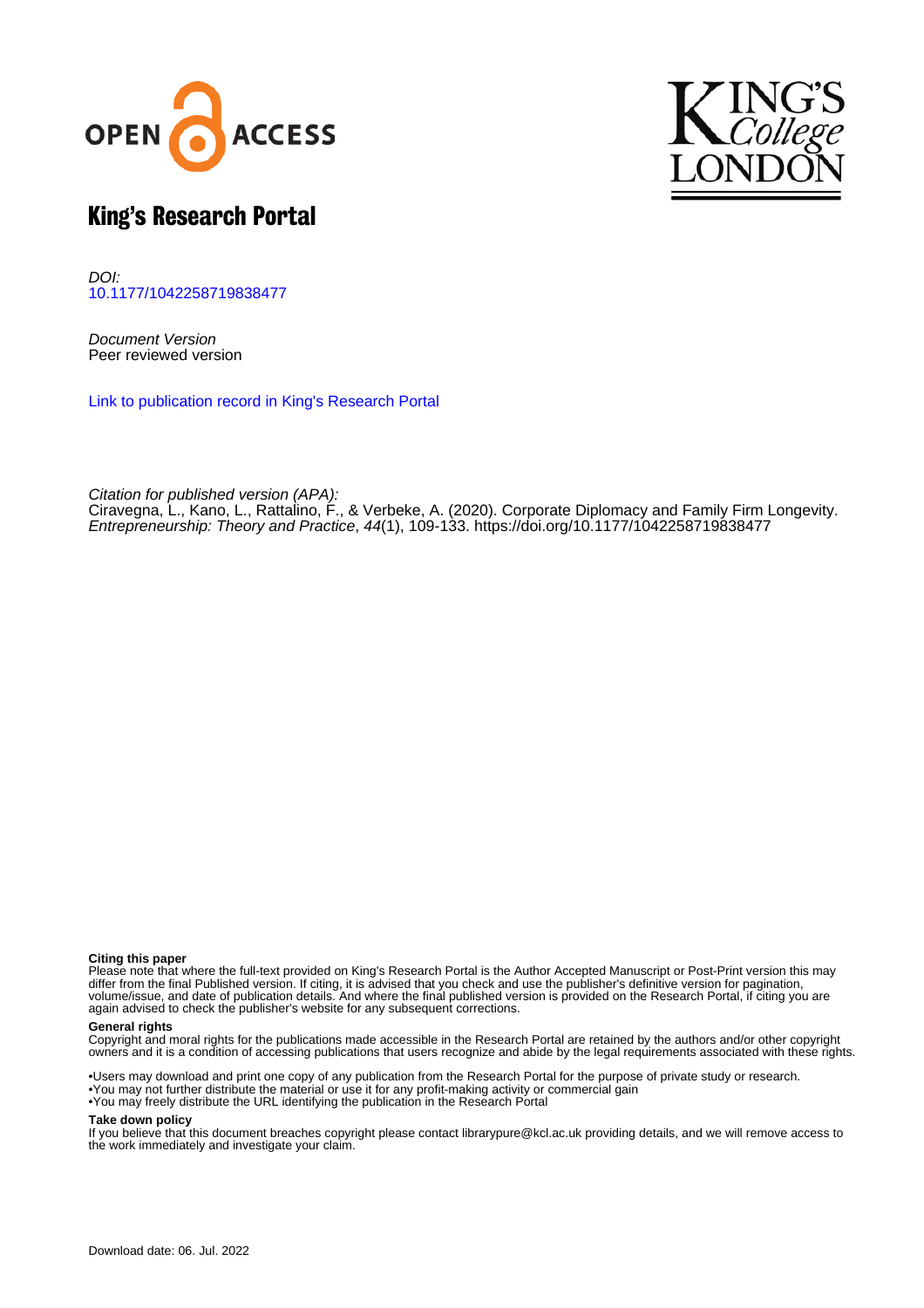# King's Research Portal

*DOI:*
10.1177/1042258719838477

*Document Version*
Peer reviewed version

Link to publication record in King's Research Portal

*Citation for published version (APA):*
Ciravegna, L., Kano, L., Rattalino, F., & Verbeke, A. (2020). Corporate Diplomacy and Family Firm Longevity. *Entrepreneurship: Theory and Practice*, *44*(1), 109-133. https://doi.org/10.1177/1042258719838477

**Citing this paper**
Please note that where the full-text provided on King's Research Portal is the Author Accepted Manuscript or Post-Print version this may differ from the final Published version. If citing, it is advised that you check and use the publisher's definitive version for pagination, volume/issue, and date of publication details. And where the final published version is provided on the Research Portal, if citing you are again advised to check the publisher's website for any subsequent corrections.

**General rights**
Copyright and moral rights for the publications made accessible in the Research Portal are retained by the authors and/or other copyright owners and it is a condition of accessing publications that users recognize and abide by the legal requirements associated with these rights.

•Users may download and print one copy of any publication from the Research Portal for the purpose of private study or research.
•You may not further distribute the material or use it for any profit-making activity or commercial gain
•You may freely distribute the URL identifying the publication in the Research Portal

**Take down policy**
If you believe that this document breaches copyright please contact librarypure@kcl.ac.uk providing details, and we will remove access to the work immediately and investigate your claim.

Download date: 06. Jul. 2022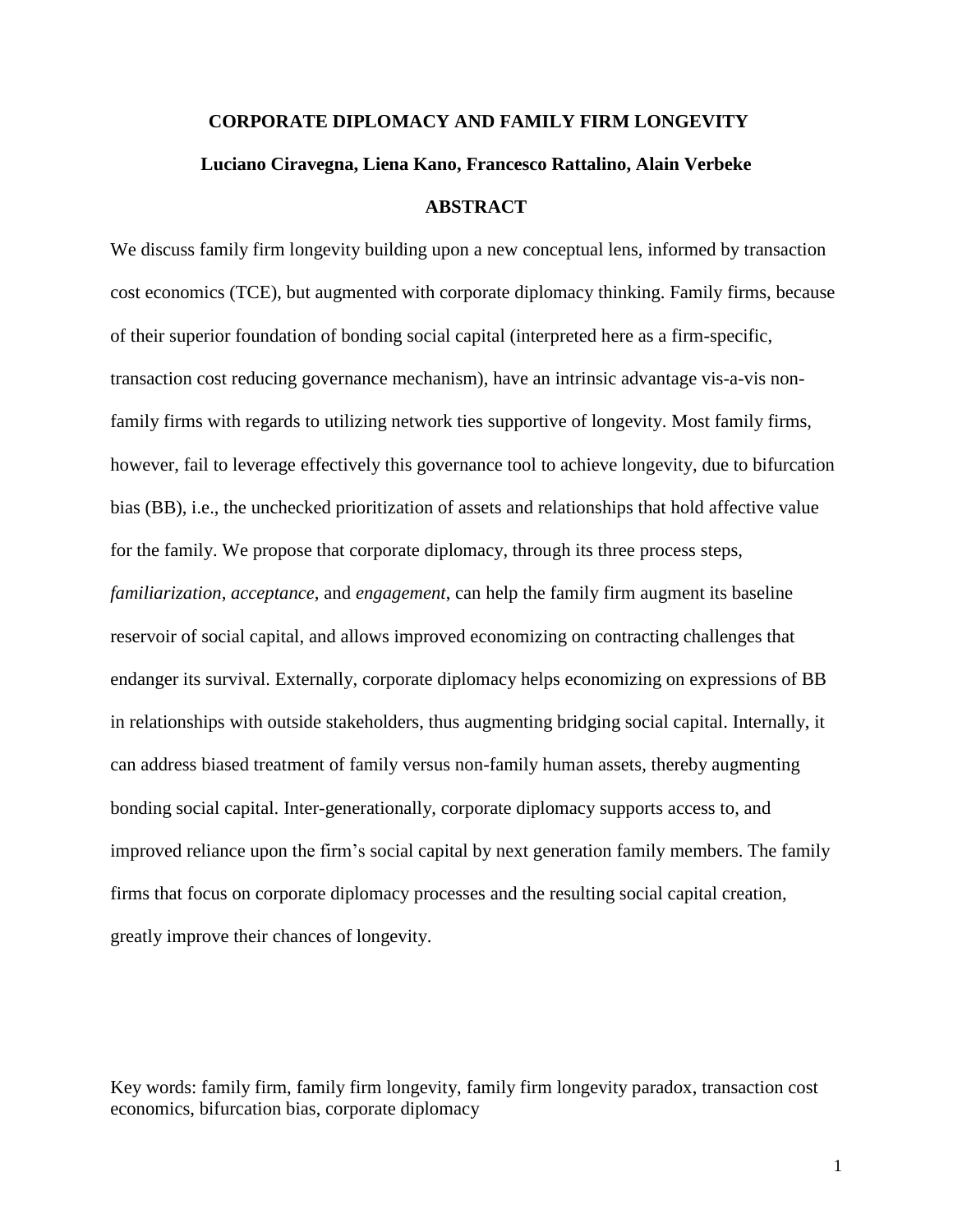# CORPORATE DIPLOMACY AND FAMILY FIRM LONGEVITY

**Luciano Ciravegna, Liena Kano, Francesco Rattalino, Alain Verbeke**

## ABSTRACT

We discuss family firm longevity building upon a new conceptual lens, informed by transaction cost economics (TCE), but augmented with corporate diplomacy thinking. Family firms, because of their superior foundation of bonding social capital (interpreted here as a firm-specific, transaction cost reducing governance mechanism), have an intrinsic advantage vis-a-vis non-family firms with regards to utilizing network ties supportive of longevity. Most family firms, however, fail to leverage effectively this governance tool to achieve longevity, due to bifurcation bias (BB), i.e., the unchecked prioritization of assets and relationships that hold affective value for the family. We propose that corporate diplomacy, through its three process steps, *familiarization*, *acceptance*, and *engagement*, can help the family firm augment its baseline reservoir of social capital, and allows improved economizing on contracting challenges that endanger its survival. Externally, corporate diplomacy helps economizing on expressions of BB in relationships with outside stakeholders, thus augmenting bridging social capital. Internally, it can address biased treatment of family versus non-family human assets, thereby augmenting bonding social capital. Inter-generationally, corporate diplomacy supports access to, and improved reliance upon the firm's social capital by next generation family members. The family firms that focus on corporate diplomacy processes and the resulting social capital creation, greatly improve their chances of longevity.

Key words: family firm, family firm longevity, family firm longevity paradox, transaction cost economics, bifurcation bias, corporate diplomacy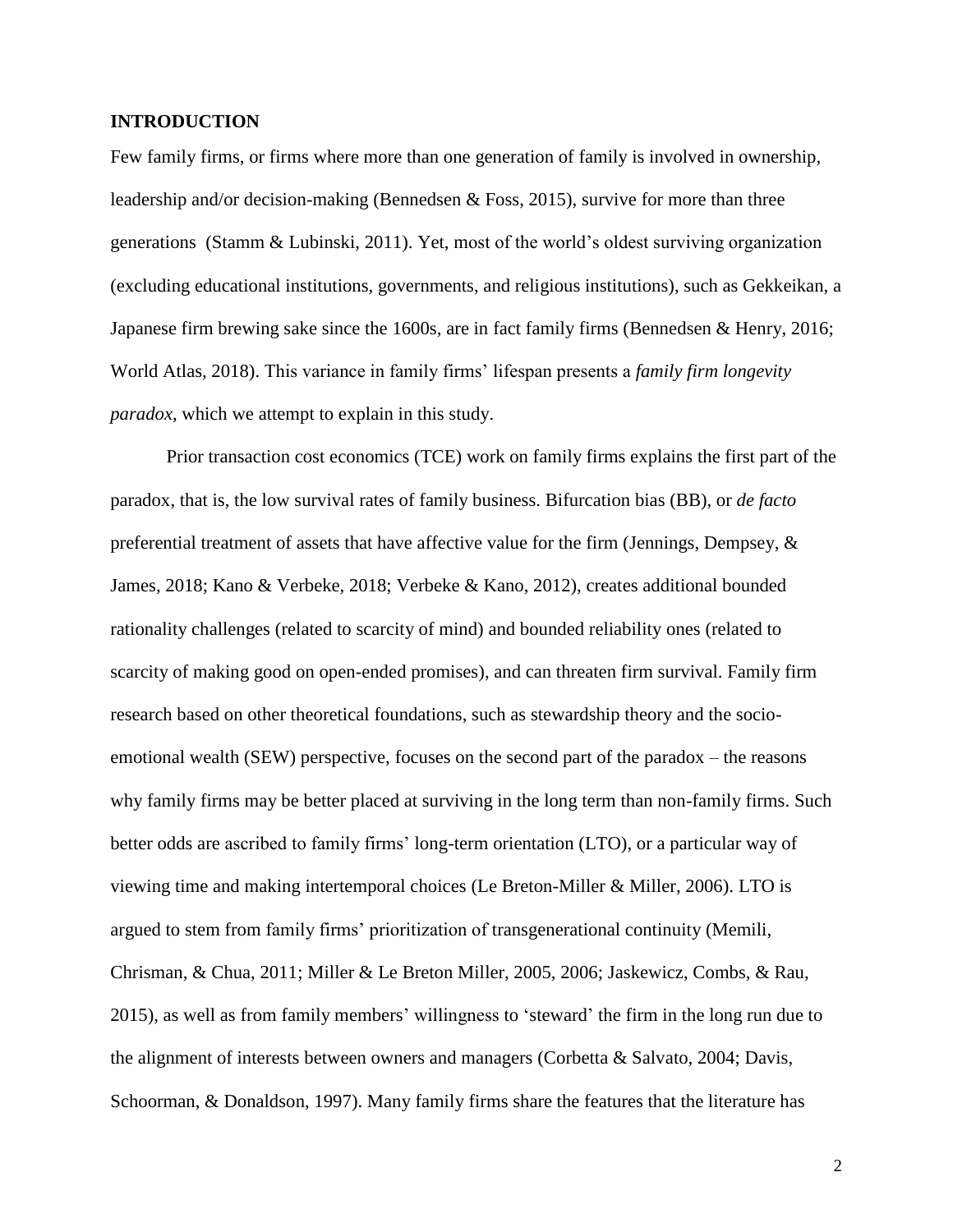## INTRODUCTION

Few family firms, or firms where more than one generation of family is involved in ownership, leadership and/or decision-making (Bennedsen & Foss, 2015), survive for more than three generations (Stamm & Lubinski, 2011). Yet, most of the world's oldest surviving organization (excluding educational institutions, governments, and religious institutions), such as Gekkeikan, a Japanese firm brewing sake since the 1600s, are in fact family firms (Bennedsen & Henry, 2016; World Atlas, 2018). This variance in family firms' lifespan presents a *family firm longevity paradox*, which we attempt to explain in this study.

Prior transaction cost economics (TCE) work on family firms explains the first part of the paradox, that is, the low survival rates of family business. Bifurcation bias (BB), or *de facto* preferential treatment of assets that have affective value for the firm (Jennings, Dempsey, & James, 2018; Kano & Verbeke, 2018; Verbeke & Kano, 2012), creates additional bounded rationality challenges (related to scarcity of mind) and bounded reliability ones (related to scarcity of making good on open-ended promises), and can threaten firm survival. Family firm research based on other theoretical foundations, such as stewardship theory and the socio-emotional wealth (SEW) perspective, focuses on the second part of the paradox – the reasons why family firms may be better placed at surviving in the long term than non-family firms. Such better odds are ascribed to family firms' long-term orientation (LTO), or a particular way of viewing time and making intertemporal choices (Le Breton-Miller & Miller, 2006). LTO is argued to stem from family firms' prioritization of transgenerational continuity (Memili, Chrisman, & Chua, 2011; Miller & Le Breton Miller, 2005, 2006; Jaskewicz, Combs, & Rau, 2015), as well as from family members' willingness to 'steward' the firm in the long run due to the alignment of interests between owners and managers (Corbetta & Salvato, 2004; Davis, Schoorman, & Donaldson, 1997). Many family firms share the features that the literature has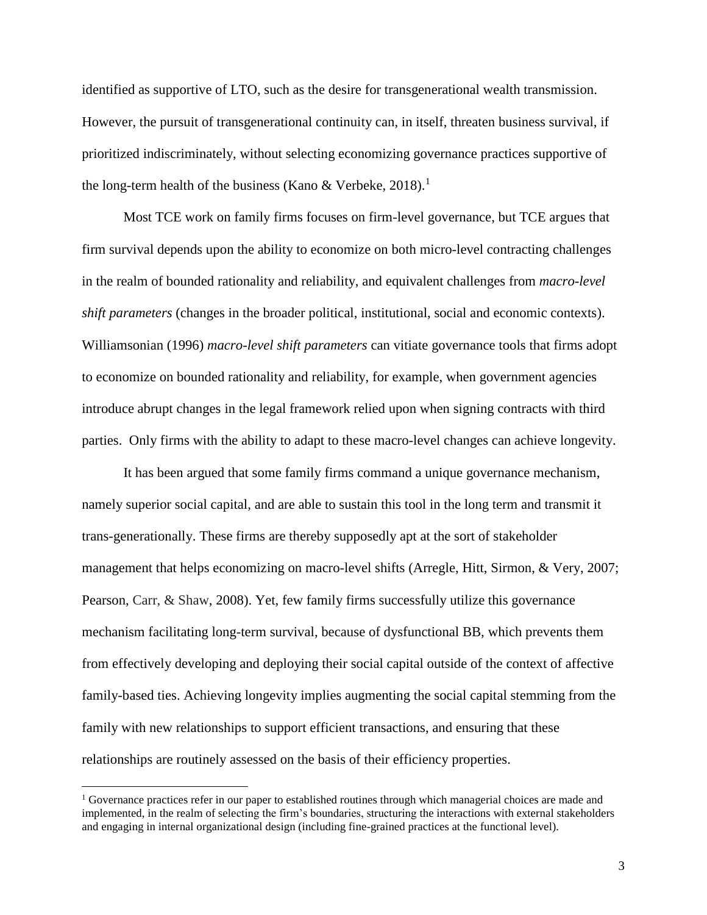identified as supportive of LTO, such as the desire for transgenerational wealth transmission. However, the pursuit of transgenerational continuity can, in itself, threaten business survival, if prioritized indiscriminately, without selecting economizing governance practices supportive of the long-term health of the business (Kano & Verbeke, 2018).[1]

Most TCE work on family firms focuses on firm-level governance, but TCE argues that firm survival depends upon the ability to economize on both micro-level contracting challenges in the realm of bounded rationality and reliability, and equivalent challenges from *macro-level shift parameters* (changes in the broader political, institutional, social and economic contexts). Williamsonian (1996) *macro-level shift parameters* can vitiate governance tools that firms adopt to economize on bounded rationality and reliability, for example, when government agencies introduce abrupt changes in the legal framework relied upon when signing contracts with third parties. Only firms with the ability to adapt to these macro-level changes can achieve longevity.

It has been argued that some family firms command a unique governance mechanism, namely superior social capital, and are able to sustain this tool in the long term and transmit it trans-generationally. These firms are thereby supposedly apt at the sort of stakeholder management that helps economizing on macro-level shifts (Arregle, Hitt, Sirmon, & Very, 2007; Pearson, Carr, & Shaw, 2008). Yet, few family firms successfully utilize this governance mechanism facilitating long-term survival, because of dysfunctional BB, which prevents them from effectively developing and deploying their social capital outside of the context of affective family-based ties. Achieving longevity implies augmenting the social capital stemming from the family with new relationships to support efficient transactions, and ensuring that these relationships are routinely assessed on the basis of their efficiency properties.

[1] Governance practices refer in our paper to established routines through which managerial choices are made and implemented, in the realm of selecting the firm's boundaries, structuring the interactions with external stakeholders and engaging in internal organizational design (including fine-grained practices at the functional level).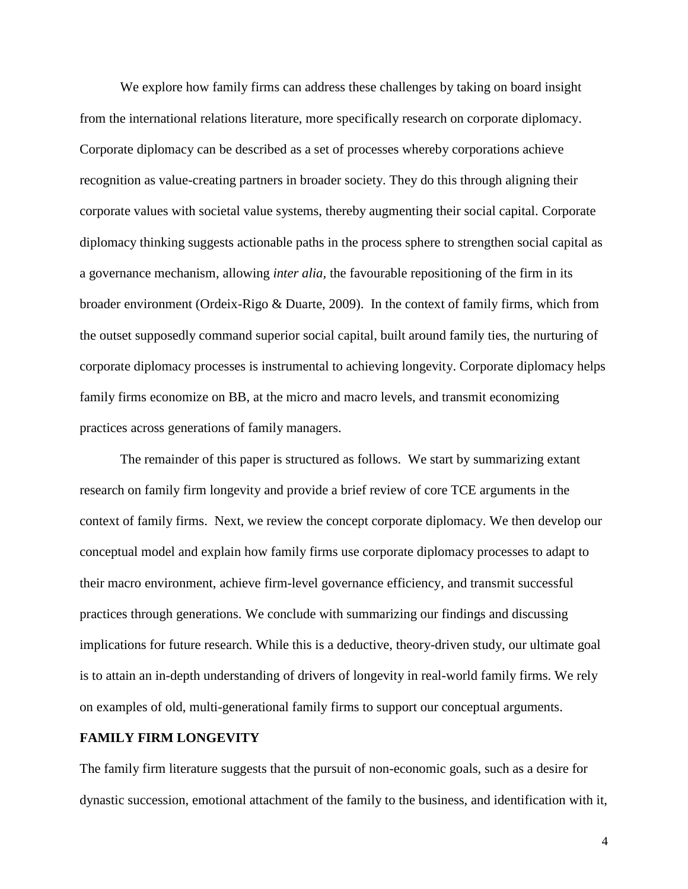We explore how family firms can address these challenges by taking on board insight from the international relations literature, more specifically research on corporate diplomacy. Corporate diplomacy can be described as a set of processes whereby corporations achieve recognition as value-creating partners in broader society. They do this through aligning their corporate values with societal value systems, thereby augmenting their social capital. Corporate diplomacy thinking suggests actionable paths in the process sphere to strengthen social capital as a governance mechanism, allowing *inter alia*, the favourable repositioning of the firm in its broader environment (Ordeix-Rigo & Duarte, 2009). In the context of family firms, which from the outset supposedly command superior social capital, built around family ties, the nurturing of corporate diplomacy processes is instrumental to achieving longevity. Corporate diplomacy helps family firms economize on BB, at the micro and macro levels, and transmit economizing practices across generations of family managers.

The remainder of this paper is structured as follows. We start by summarizing extant research on family firm longevity and provide a brief review of core TCE arguments in the context of family firms. Next, we review the concept corporate diplomacy. We then develop our conceptual model and explain how family firms use corporate diplomacy processes to adapt to their macro environment, achieve firm-level governance efficiency, and transmit successful practices through generations. We conclude with summarizing our findings and discussing implications for future research. While this is a deductive, theory-driven study, our ultimate goal is to attain an in-depth understanding of drivers of longevity in real-world family firms. We rely on examples of old, multi-generational family firms to support our conceptual arguments.

## FAMILY FIRM LONGEVITY

The family firm literature suggests that the pursuit of non-economic goals, such as a desire for dynastic succession, emotional attachment of the family to the business, and identification with it,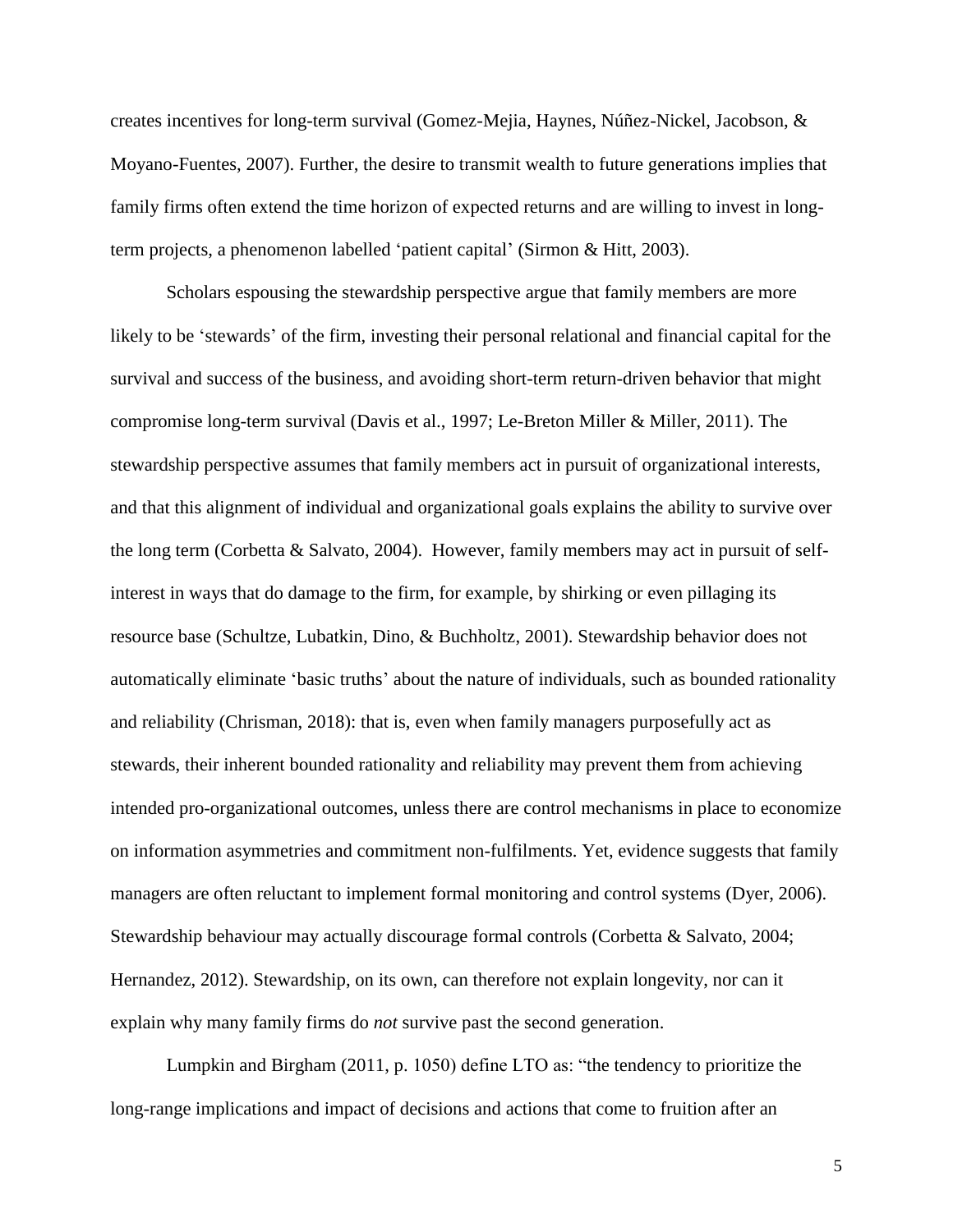creates incentives for long-term survival (Gomez-Mejia, Haynes, Núñez-Nickel, Jacobson, & Moyano-Fuentes, 2007). Further, the desire to transmit wealth to future generations implies that family firms often extend the time horizon of expected returns and are willing to invest in long-term projects, a phenomenon labelled 'patient capital' (Sirmon & Hitt, 2003).

Scholars espousing the stewardship perspective argue that family members are more likely to be 'stewards' of the firm, investing their personal relational and financial capital for the survival and success of the business, and avoiding short-term return-driven behavior that might compromise long-term survival (Davis et al., 1997; Le-Breton Miller & Miller, 2011). The stewardship perspective assumes that family members act in pursuit of organizational interests, and that this alignment of individual and organizational goals explains the ability to survive over the long term (Corbetta & Salvato, 2004). However, family members may act in pursuit of self-interest in ways that do damage to the firm, for example, by shirking or even pillaging its resource base (Schultze, Lubatkin, Dino, & Buchholtz, 2001). Stewardship behavior does not automatically eliminate 'basic truths' about the nature of individuals, such as bounded rationality and reliability (Chrisman, 2018): that is, even when family managers purposefully act as stewards, their inherent bounded rationality and reliability may prevent them from achieving intended pro-organizational outcomes, unless there are control mechanisms in place to economize on information asymmetries and commitment non-fulfilments. Yet, evidence suggests that family managers are often reluctant to implement formal monitoring and control systems (Dyer, 2006). Stewardship behaviour may actually discourage formal controls (Corbetta & Salvato, 2004; Hernandez, 2012). Stewardship, on its own, can therefore not explain longevity, nor can it explain why many family firms do *not* survive past the second generation.

Lumpkin and Birgham (2011, p. 1050) define LTO as: "the tendency to prioritize the long-range implications and impact of decisions and actions that come to fruition after an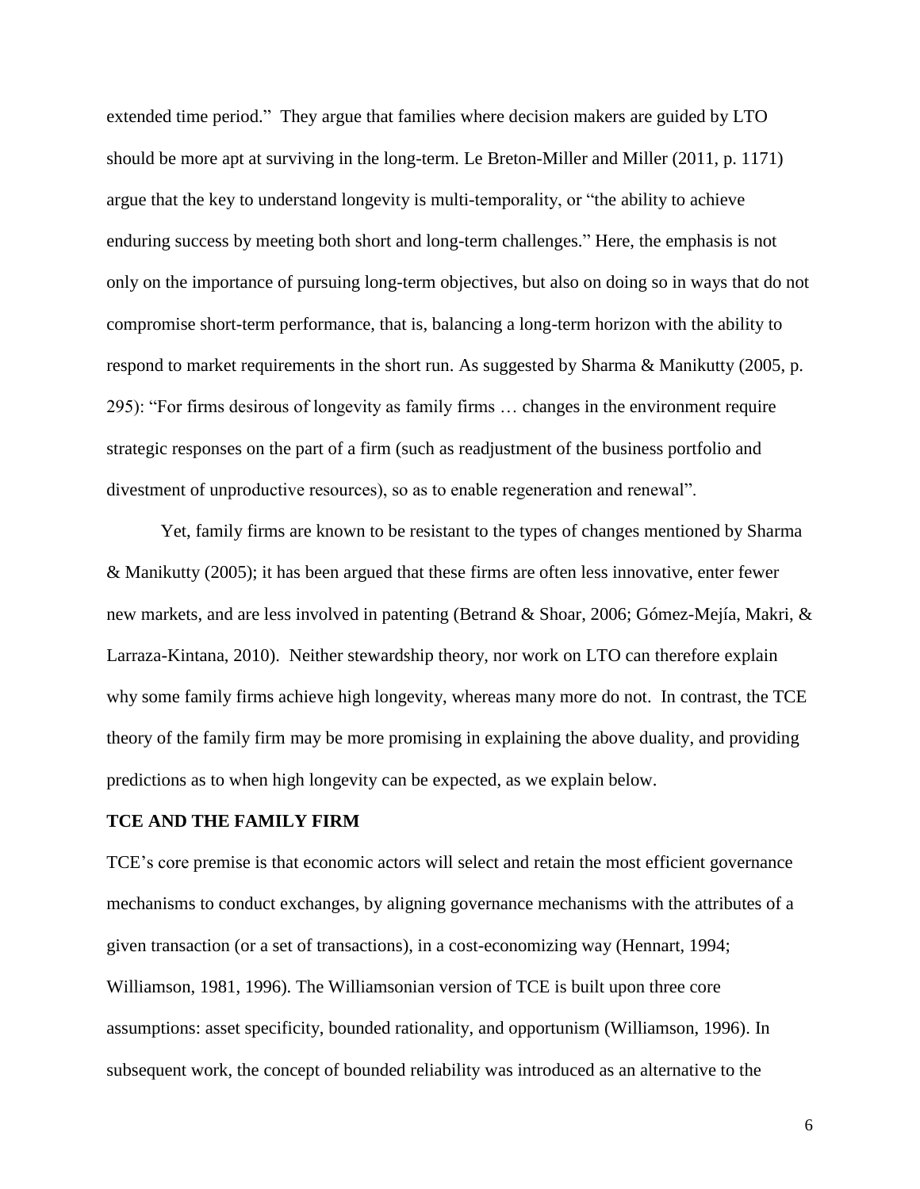extended time period." They argue that families where decision makers are guided by LTO should be more apt at surviving in the long-term. Le Breton-Miller and Miller (2011, p. 1171) argue that the key to understand longevity is multi-temporality, or "the ability to achieve enduring success by meeting both short and long-term challenges." Here, the emphasis is not only on the importance of pursuing long-term objectives, but also on doing so in ways that do not compromise short-term performance, that is, balancing a long-term horizon with the ability to respond to market requirements in the short run. As suggested by Sharma & Manikutty (2005, p. 295): "For firms desirous of longevity as family firms … changes in the environment require strategic responses on the part of a firm (such as readjustment of the business portfolio and divestment of unproductive resources), so as to enable regeneration and renewal".

Yet, family firms are known to be resistant to the types of changes mentioned by Sharma & Manikutty (2005); it has been argued that these firms are often less innovative, enter fewer new markets, and are less involved in patenting (Betrand & Shoar, 2006; Gómez-Mejía, Makri, & Larraza-Kintana, 2010). Neither stewardship theory, nor work on LTO can therefore explain why some family firms achieve high longevity, whereas many more do not. In contrast, the TCE theory of the family firm may be more promising in explaining the above duality, and providing predictions as to when high longevity can be expected, as we explain below.

## TCE AND THE FAMILY FIRM

TCE's core premise is that economic actors will select and retain the most efficient governance mechanisms to conduct exchanges, by aligning governance mechanisms with the attributes of a given transaction (or a set of transactions), in a cost-economizing way (Hennart, 1994; Williamson, 1981, 1996). The Williamsonian version of TCE is built upon three core assumptions: asset specificity, bounded rationality, and opportunism (Williamson, 1996). In subsequent work, the concept of bounded reliability was introduced as an alternative to the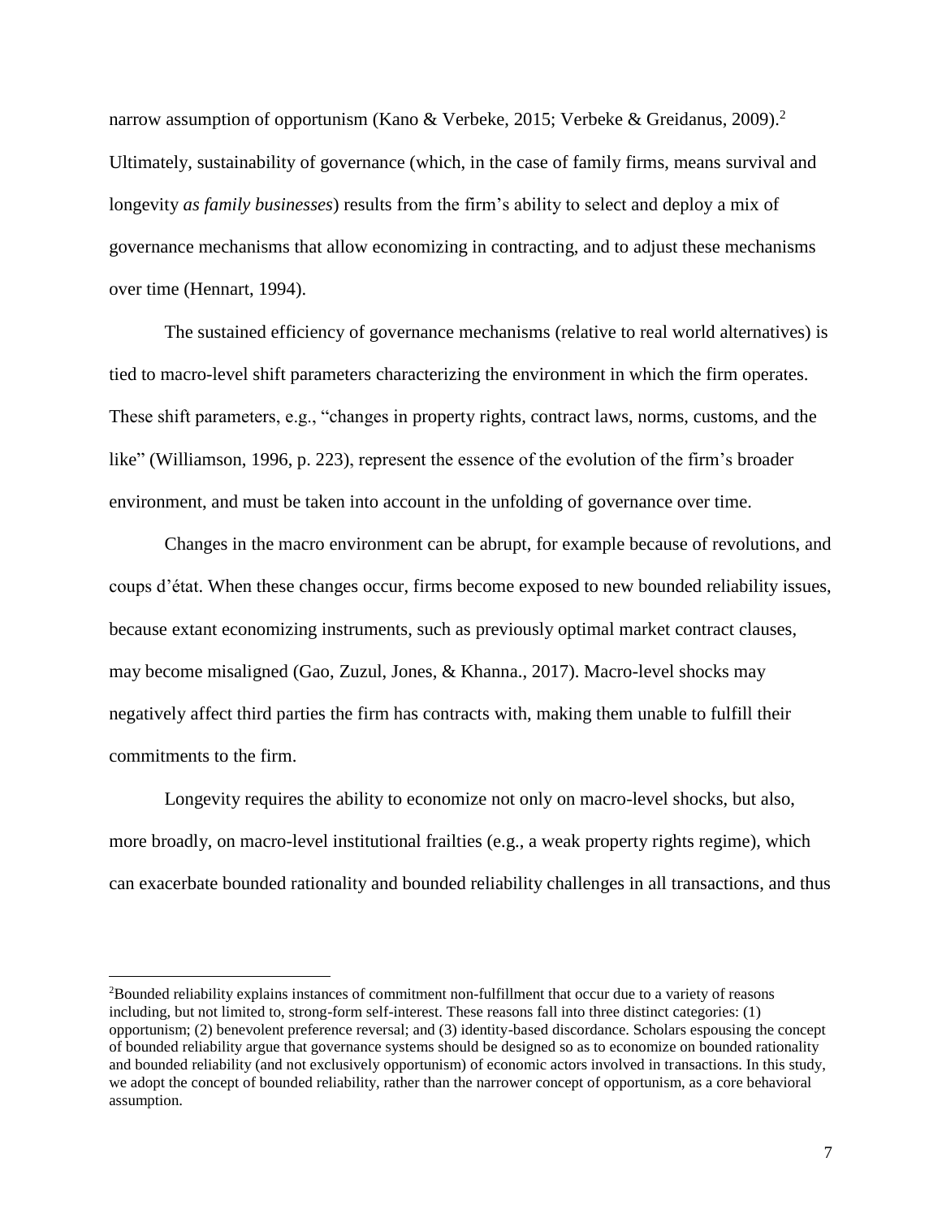narrow assumption of opportunism (Kano & Verbeke, 2015; Verbeke & Greidanus, 2009).[2] Ultimately, sustainability of governance (which, in the case of family firms, means survival and longevity *as family businesses*) results from the firm's ability to select and deploy a mix of governance mechanisms that allow economizing in contracting, and to adjust these mechanisms over time (Hennart, 1994).

The sustained efficiency of governance mechanisms (relative to real world alternatives) is tied to macro-level shift parameters characterizing the environment in which the firm operates. These shift parameters, e.g., "changes in property rights, contract laws, norms, customs, and the like" (Williamson, 1996, p. 223), represent the essence of the evolution of the firm's broader environment, and must be taken into account in the unfolding of governance over time.

Changes in the macro environment can be abrupt, for example because of revolutions, and coups d'état. When these changes occur, firms become exposed to new bounded reliability issues, because extant economizing instruments, such as previously optimal market contract clauses, may become misaligned (Gao, Zuzul, Jones, & Khanna., 2017). Macro-level shocks may negatively affect third parties the firm has contracts with, making them unable to fulfill their commitments to the firm.

Longevity requires the ability to economize not only on macro-level shocks, but also, more broadly, on macro-level institutional frailties (e.g., a weak property rights regime), which can exacerbate bounded rationality and bounded reliability challenges in all transactions, and thus

[2] Bounded reliability explains instances of commitment non-fulfillment that occur due to a variety of reasons including, but not limited to, strong-form self-interest. These reasons fall into three distinct categories: (1) opportunism; (2) benevolent preference reversal; and (3) identity-based discordance. Scholars espousing the concept of bounded reliability argue that governance systems should be designed so as to economize on bounded rationality and bounded reliability (and not exclusively opportunism) of economic actors involved in transactions. In this study, we adopt the concept of bounded reliability, rather than the narrower concept of opportunism, as a core behavioral assumption.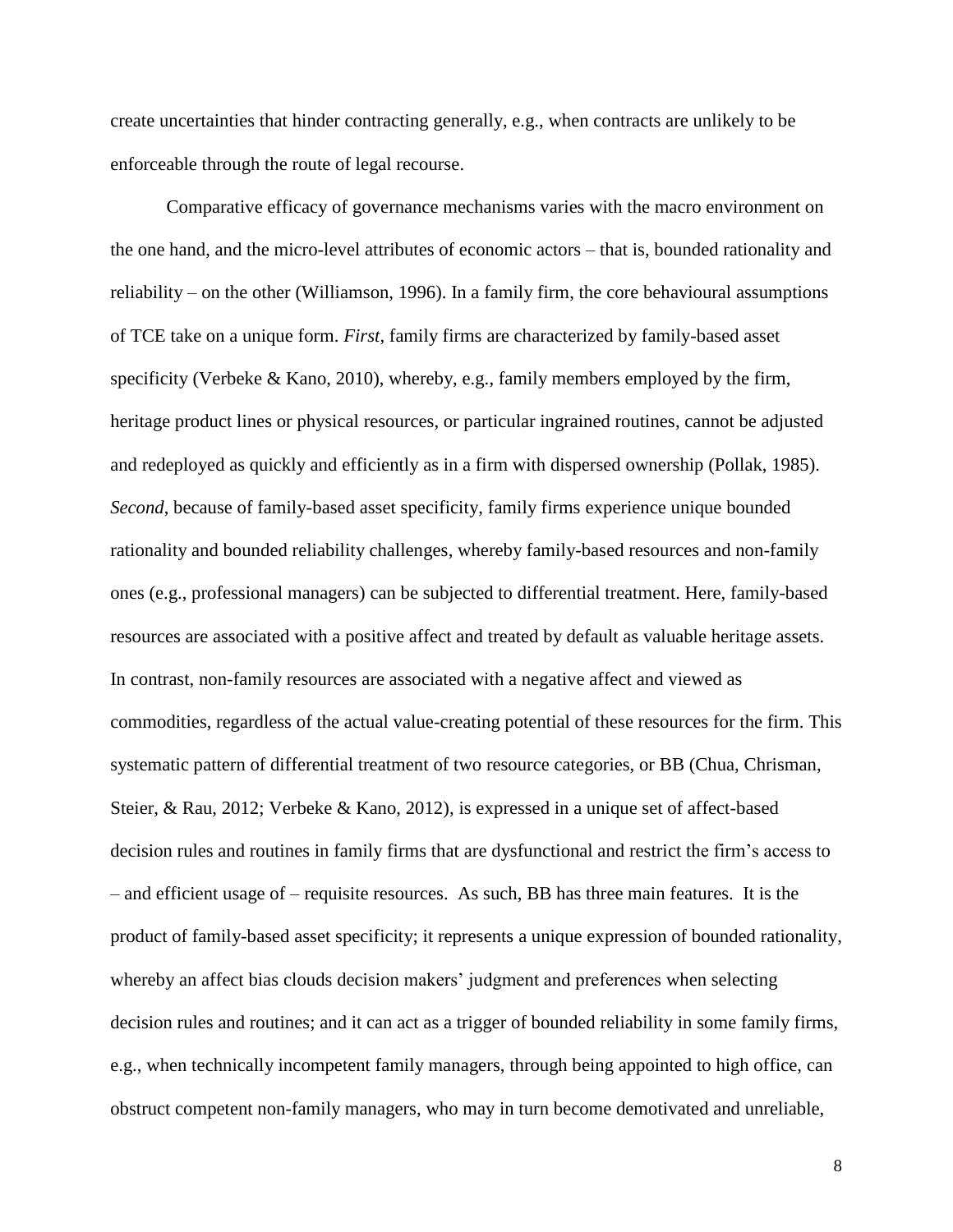create uncertainties that hinder contracting generally, e.g., when contracts are unlikely to be enforceable through the route of legal recourse.

Comparative efficacy of governance mechanisms varies with the macro environment on the one hand, and the micro-level attributes of economic actors – that is, bounded rationality and reliability – on the other (Williamson, 1996). In a family firm, the core behavioural assumptions of TCE take on a unique form. *First*, family firms are characterized by family-based asset specificity (Verbeke & Kano, 2010), whereby, e.g., family members employed by the firm, heritage product lines or physical resources, or particular ingrained routines, cannot be adjusted and redeployed as quickly and efficiently as in a firm with dispersed ownership (Pollak, 1985). *Second*, because of family-based asset specificity, family firms experience unique bounded rationality and bounded reliability challenges, whereby family-based resources and non-family ones (e.g., professional managers) can be subjected to differential treatment. Here, family-based resources are associated with a positive affect and treated by default as valuable heritage assets. In contrast, non-family resources are associated with a negative affect and viewed as commodities, regardless of the actual value-creating potential of these resources for the firm. This systematic pattern of differential treatment of two resource categories, or BB (Chua, Chrisman, Steier, & Rau, 2012; Verbeke & Kano, 2012), is expressed in a unique set of affect-based decision rules and routines in family firms that are dysfunctional and restrict the firm's access to – and efficient usage of – requisite resources. As such, BB has three main features. It is the product of family-based asset specificity; it represents a unique expression of bounded rationality, whereby an affect bias clouds decision makers' judgment and preferences when selecting decision rules and routines; and it can act as a trigger of bounded reliability in some family firms, e.g., when technically incompetent family managers, through being appointed to high office, can obstruct competent non-family managers, who may in turn become demotivated and unreliable,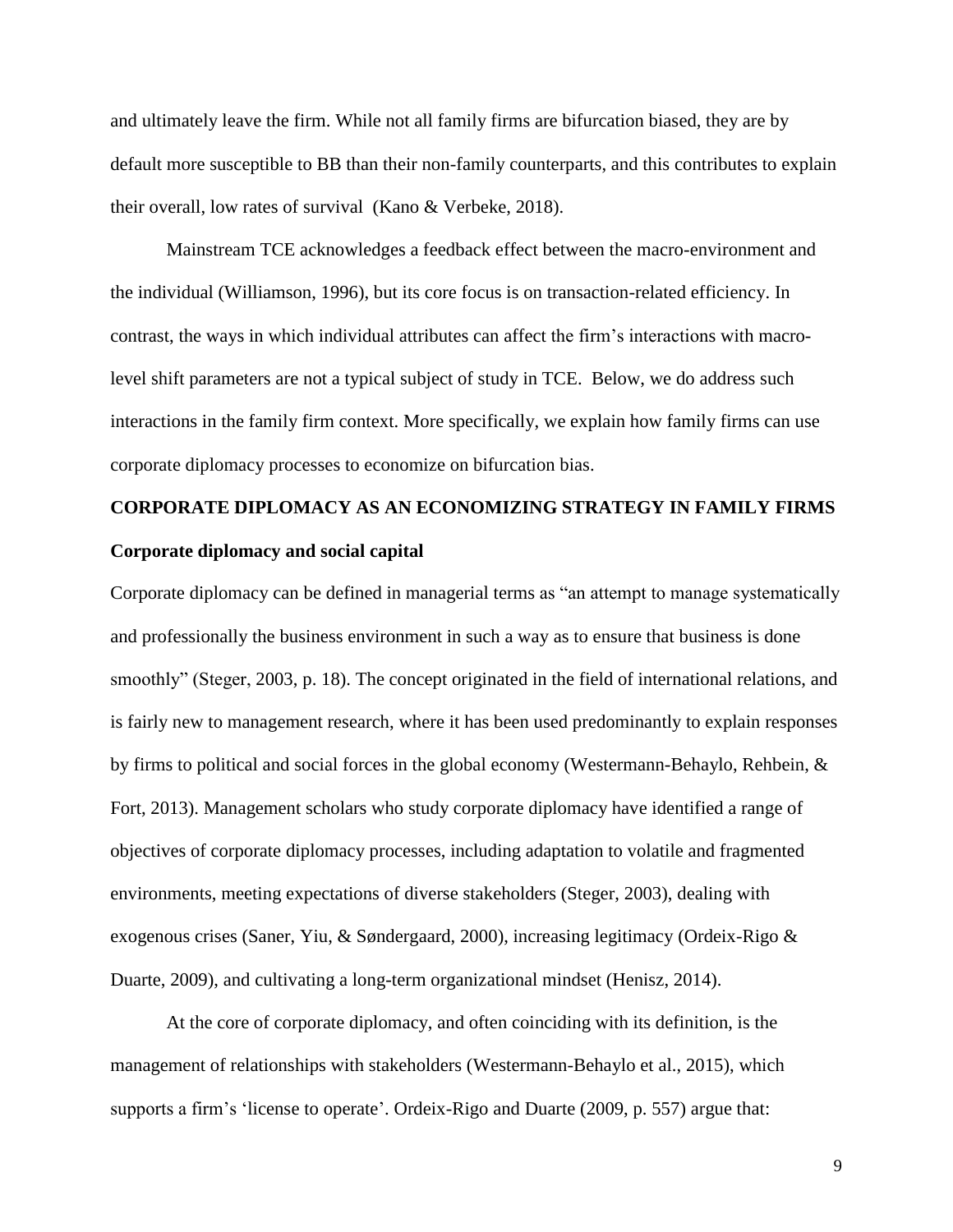and ultimately leave the firm. While not all family firms are bifurcation biased, they are by default more susceptible to BB than their non-family counterparts, and this contributes to explain their overall, low rates of survival (Kano & Verbeke, 2018).

Mainstream TCE acknowledges a feedback effect between the macro-environment and the individual (Williamson, 1996), but its core focus is on transaction-related efficiency. In contrast, the ways in which individual attributes can affect the firm's interactions with macro-level shift parameters are not a typical subject of study in TCE. Below, we do address such interactions in the family firm context. More specifically, we explain how family firms can use corporate diplomacy processes to economize on bifurcation bias.

## CORPORATE DIPLOMACY AS AN ECONOMIZING STRATEGY IN FAMILY FIRMS

### Corporate diplomacy and social capital

Corporate diplomacy can be defined in managerial terms as "an attempt to manage systematically and professionally the business environment in such a way as to ensure that business is done smoothly" (Steger, 2003, p. 18). The concept originated in the field of international relations, and is fairly new to management research, where it has been used predominantly to explain responses by firms to political and social forces in the global economy (Westermann-Behaylo, Rehbein, & Fort, 2013). Management scholars who study corporate diplomacy have identified a range of objectives of corporate diplomacy processes, including adaptation to volatile and fragmented environments, meeting expectations of diverse stakeholders (Steger, 2003), dealing with exogenous crises (Saner, Yiu, & Søndergaard, 2000), increasing legitimacy (Ordeix-Rigo & Duarte, 2009), and cultivating a long-term organizational mindset (Henisz, 2014).

At the core of corporate diplomacy, and often coinciding with its definition, is the management of relationships with stakeholders (Westermann-Behaylo et al., 2015), which supports a firm's 'license to operate'. Ordeix-Rigo and Duarte (2009, p. 557) argue that: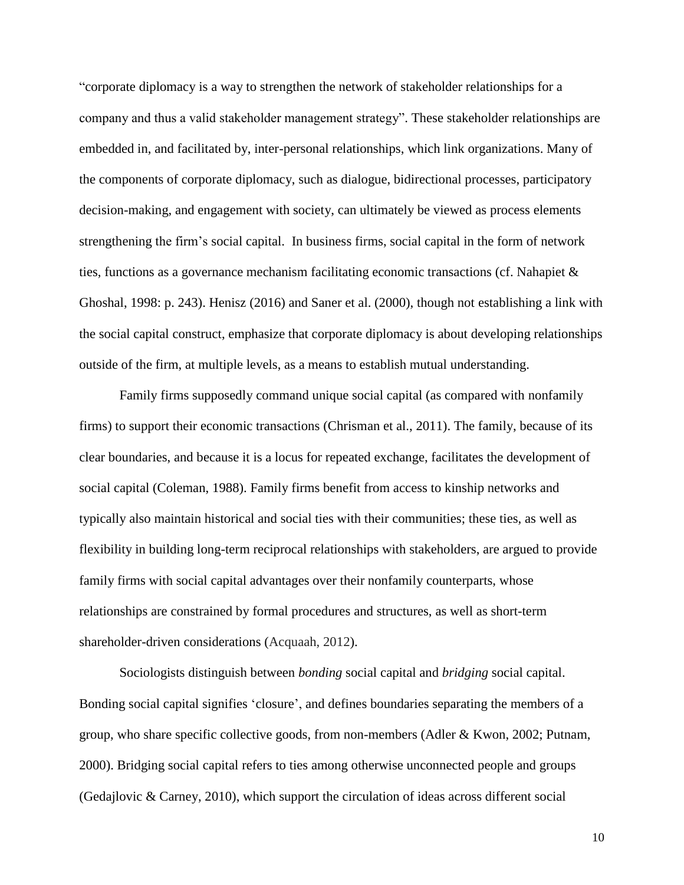"corporate diplomacy is a way to strengthen the network of stakeholder relationships for a company and thus a valid stakeholder management strategy". These stakeholder relationships are embedded in, and facilitated by, inter-personal relationships, which link organizations. Many of the components of corporate diplomacy, such as dialogue, bidirectional processes, participatory decision-making, and engagement with society, can ultimately be viewed as process elements strengthening the firm's social capital. In business firms, social capital in the form of network ties, functions as a governance mechanism facilitating economic transactions (cf. Nahapiet & Ghoshal, 1998: p. 243). Henisz (2016) and Saner et al. (2000), though not establishing a link with the social capital construct, emphasize that corporate diplomacy is about developing relationships outside of the firm, at multiple levels, as a means to establish mutual understanding.

Family firms supposedly command unique social capital (as compared with nonfamily firms) to support their economic transactions (Chrisman et al., 2011). The family, because of its clear boundaries, and because it is a locus for repeated exchange, facilitates the development of social capital (Coleman, 1988). Family firms benefit from access to kinship networks and typically also maintain historical and social ties with their communities; these ties, as well as flexibility in building long-term reciprocal relationships with stakeholders, are argued to provide family firms with social capital advantages over their nonfamily counterparts, whose relationships are constrained by formal procedures and structures, as well as short-term shareholder-driven considerations (Acquaah, 2012).

Sociologists distinguish between *bonding* social capital and *bridging* social capital. Bonding social capital signifies 'closure', and defines boundaries separating the members of a group, who share specific collective goods, from non-members (Adler & Kwon, 2002; Putnam, 2000). Bridging social capital refers to ties among otherwise unconnected people and groups (Gedajlovic & Carney, 2010), which support the circulation of ideas across different social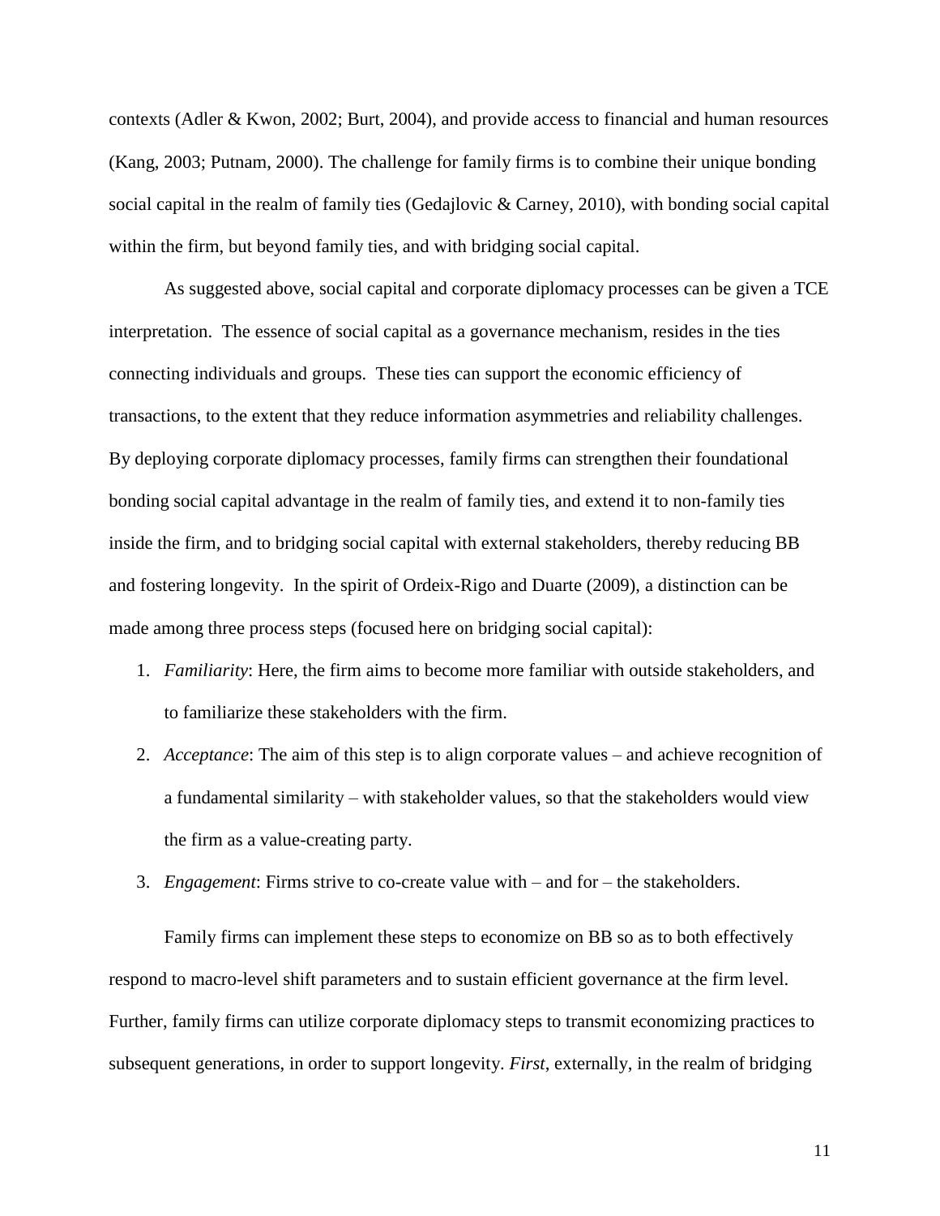contexts (Adler & Kwon, 2002; Burt, 2004), and provide access to financial and human resources (Kang, 2003; Putnam, 2000). The challenge for family firms is to combine their unique bonding social capital in the realm of family ties (Gedajlovic & Carney, 2010), with bonding social capital within the firm, but beyond family ties, and with bridging social capital.

As suggested above, social capital and corporate diplomacy processes can be given a TCE interpretation. The essence of social capital as a governance mechanism, resides in the ties connecting individuals and groups. These ties can support the economic efficiency of transactions, to the extent that they reduce information asymmetries and reliability challenges. By deploying corporate diplomacy processes, family firms can strengthen their foundational bonding social capital advantage in the realm of family ties, and extend it to non-family ties inside the firm, and to bridging social capital with external stakeholders, thereby reducing BB and fostering longevity. In the spirit of Ordeix-Rigo and Duarte (2009), a distinction can be made among three process steps (focused here on bridging social capital):

1. *Familiarity*: Here, the firm aims to become more familiar with outside stakeholders, and to familiarize these stakeholders with the firm.
2. *Acceptance*: The aim of this step is to align corporate values – and achieve recognition of a fundamental similarity – with stakeholder values, so that the stakeholders would view the firm as a value-creating party.
3. *Engagement*: Firms strive to co-create value with – and for – the stakeholders.

Family firms can implement these steps to economize on BB so as to both effectively respond to macro-level shift parameters and to sustain efficient governance at the firm level. Further, family firms can utilize corporate diplomacy steps to transmit economizing practices to subsequent generations, in order to support longevity. *First*, externally, in the realm of bridging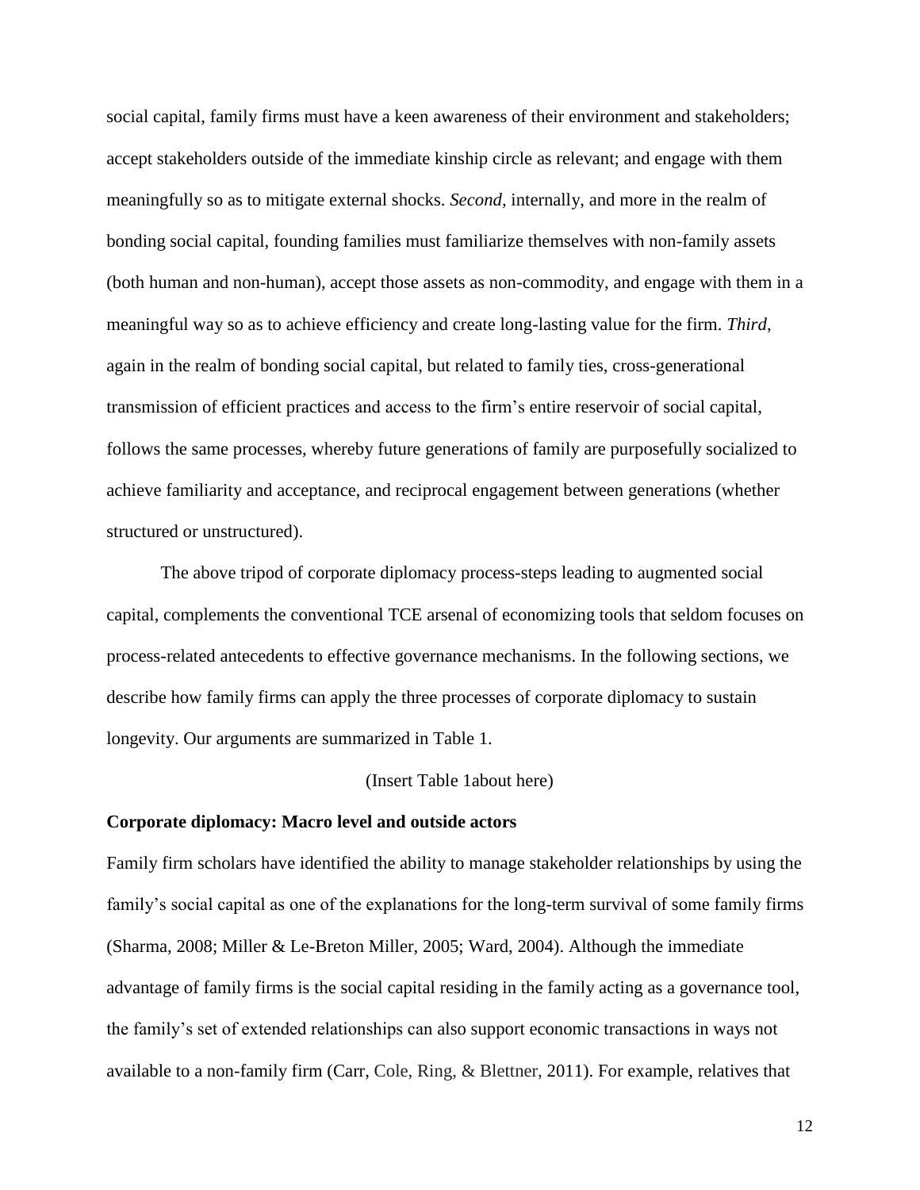social capital, family firms must have a keen awareness of their environment and stakeholders; accept stakeholders outside of the immediate kinship circle as relevant; and engage with them meaningfully so as to mitigate external shocks. *Second,* internally, and more in the realm of bonding social capital, founding families must familiarize themselves with non-family assets (both human and non-human), accept those assets as non-commodity, and engage with them in a meaningful way so as to achieve efficiency and create long-lasting value for the firm. *Third*, again in the realm of bonding social capital, but related to family ties, cross-generational transmission of efficient practices and access to the firm's entire reservoir of social capital, follows the same processes, whereby future generations of family are purposefully socialized to achieve familiarity and acceptance, and reciprocal engagement between generations (whether structured or unstructured).

The above tripod of corporate diplomacy process-steps leading to augmented social capital, complements the conventional TCE arsenal of economizing tools that seldom focuses on process-related antecedents to effective governance mechanisms. In the following sections, we describe how family firms can apply the three processes of corporate diplomacy to sustain longevity. Our arguments are summarized in Table 1.

(Insert Table 1about here)

**Corporate diplomacy: Macro level and outside actors**

Family firm scholars have identified the ability to manage stakeholder relationships by using the family's social capital as one of the explanations for the long-term survival of some family firms (Sharma, 2008; Miller & Le-Breton Miller, 2005; Ward, 2004). Although the immediate advantage of family firms is the social capital residing in the family acting as a governance tool, the family's set of extended relationships can also support economic transactions in ways not available to a non-family firm (Carr, Cole, Ring, & Blettner, 2011). For example, relatives that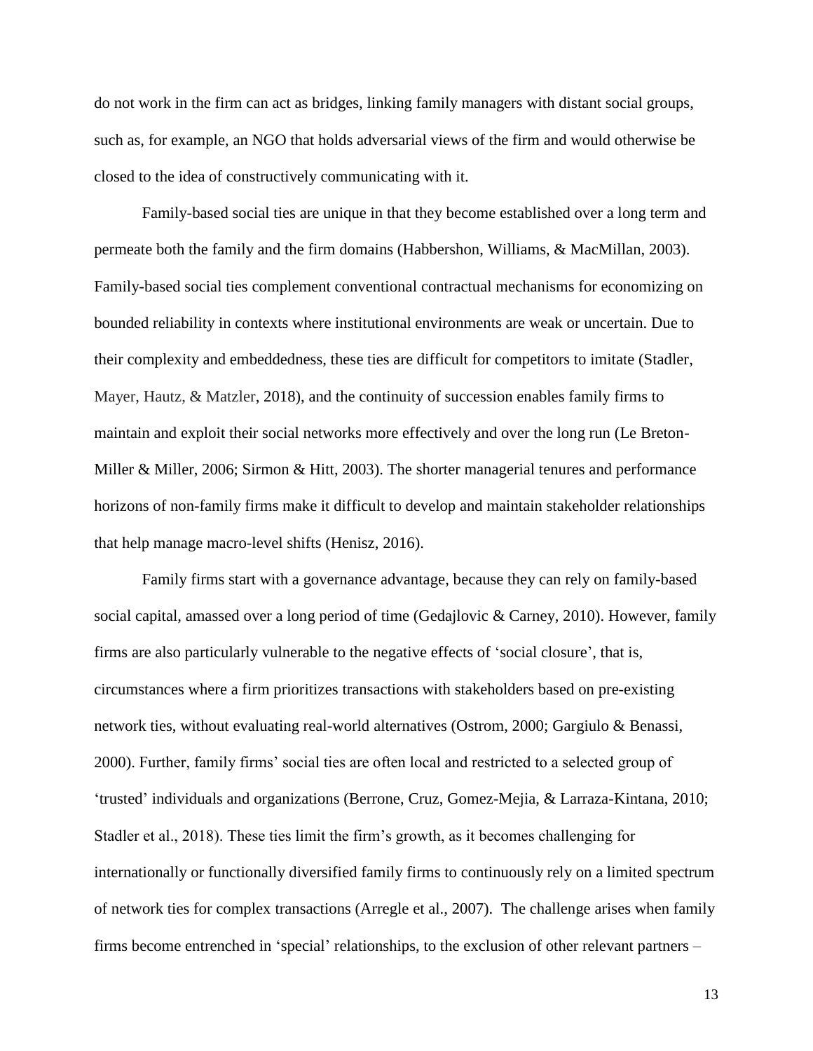do not work in the firm can act as bridges, linking family managers with distant social groups, such as, for example, an NGO that holds adversarial views of the firm and would otherwise be closed to the idea of constructively communicating with it.

Family-based social ties are unique in that they become established over a long term and permeate both the family and the firm domains (Habbershon, Williams, & MacMillan, 2003). Family-based social ties complement conventional contractual mechanisms for economizing on bounded reliability in contexts where institutional environments are weak or uncertain. Due to their complexity and embeddedness, these ties are difficult for competitors to imitate (Stadler, Mayer, Hautz, & Matzler, 2018), and the continuity of succession enables family firms to maintain and exploit their social networks more effectively and over the long run (Le Breton-Miller & Miller, 2006; Sirmon & Hitt, 2003). The shorter managerial tenures and performance horizons of non-family firms make it difficult to develop and maintain stakeholder relationships that help manage macro-level shifts (Henisz, 2016).

Family firms start with a governance advantage, because they can rely on family-based social capital, amassed over a long period of time (Gedajlovic & Carney, 2010). However, family firms are also particularly vulnerable to the negative effects of 'social closure', that is, circumstances where a firm prioritizes transactions with stakeholders based on pre-existing network ties, without evaluating real-world alternatives (Ostrom, 2000; Gargiulo & Benassi, 2000). Further, family firms' social ties are often local and restricted to a selected group of 'trusted' individuals and organizations (Berrone, Cruz, Gomez-Mejia, & Larraza-Kintana, 2010; Stadler et al., 2018). These ties limit the firm's growth, as it becomes challenging for internationally or functionally diversified family firms to continuously rely on a limited spectrum of network ties for complex transactions (Arregle et al., 2007). The challenge arises when family firms become entrenched in 'special' relationships, to the exclusion of other relevant partners –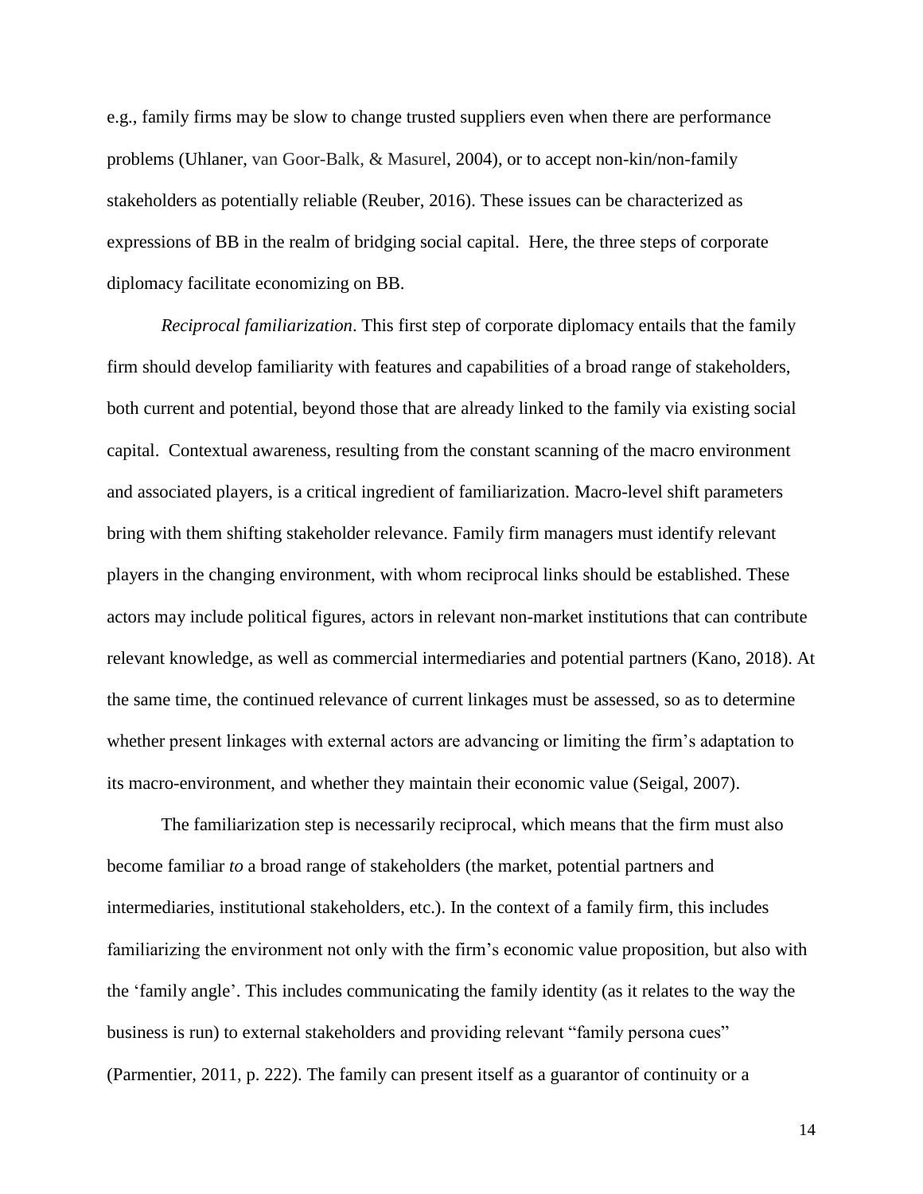e.g., family firms may be slow to change trusted suppliers even when there are performance problems (Uhlaner, van Goor-Balk, & Masurel, 2004), or to accept non-kin/non-family stakeholders as potentially reliable (Reuber, 2016). These issues can be characterized as expressions of BB in the realm of bridging social capital. Here, the three steps of corporate diplomacy facilitate economizing on BB.

*Reciprocal familiarization*. This first step of corporate diplomacy entails that the family firm should develop familiarity with features and capabilities of a broad range of stakeholders, both current and potential, beyond those that are already linked to the family via existing social capital. Contextual awareness, resulting from the constant scanning of the macro environment and associated players, is a critical ingredient of familiarization. Macro-level shift parameters bring with them shifting stakeholder relevance. Family firm managers must identify relevant players in the changing environment, with whom reciprocal links should be established. These actors may include political figures, actors in relevant non-market institutions that can contribute relevant knowledge, as well as commercial intermediaries and potential partners (Kano, 2018). At the same time, the continued relevance of current linkages must be assessed, so as to determine whether present linkages with external actors are advancing or limiting the firm's adaptation to its macro-environment, and whether they maintain their economic value (Seigal, 2007).

The familiarization step is necessarily reciprocal, which means that the firm must also become familiar *to* a broad range of stakeholders (the market, potential partners and intermediaries, institutional stakeholders, etc.). In the context of a family firm, this includes familiarizing the environment not only with the firm's economic value proposition, but also with the 'family angle'. This includes communicating the family identity (as it relates to the way the business is run) to external stakeholders and providing relevant "family persona cues" (Parmentier, 2011, p. 222). The family can present itself as a guarantor of continuity or a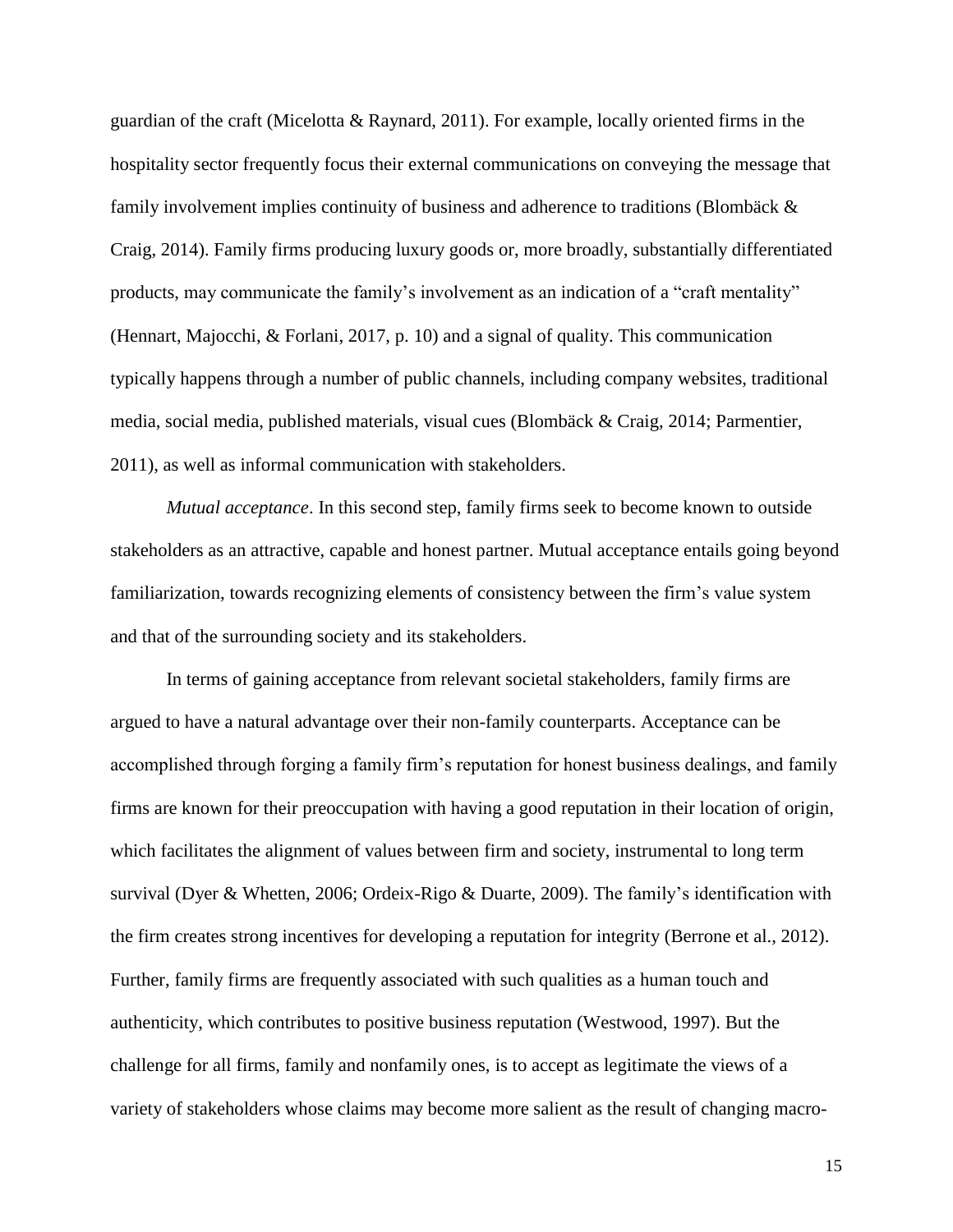guardian of the craft (Micelotta & Raynard, 2011). For example, locally oriented firms in the hospitality sector frequently focus their external communications on conveying the message that family involvement implies continuity of business and adherence to traditions (Blombäck & Craig, 2014). Family firms producing luxury goods or, more broadly, substantially differentiated products, may communicate the family's involvement as an indication of a "craft mentality" (Hennart, Majocchi, & Forlani, 2017, p. 10) and a signal of quality. This communication typically happens through a number of public channels, including company websites, traditional media, social media, published materials, visual cues (Blombäck & Craig, 2014; Parmentier, 2011), as well as informal communication with stakeholders.

*Mutual acceptance*. In this second step, family firms seek to become known to outside stakeholders as an attractive, capable and honest partner. Mutual acceptance entails going beyond familiarization, towards recognizing elements of consistency between the firm's value system and that of the surrounding society and its stakeholders.

In terms of gaining acceptance from relevant societal stakeholders, family firms are argued to have a natural advantage over their non-family counterparts. Acceptance can be accomplished through forging a family firm's reputation for honest business dealings, and family firms are known for their preoccupation with having a good reputation in their location of origin, which facilitates the alignment of values between firm and society, instrumental to long term survival (Dyer & Whetten, 2006; Ordeix-Rigo & Duarte, 2009). The family's identification with the firm creates strong incentives for developing a reputation for integrity (Berrone et al., 2012). Further, family firms are frequently associated with such qualities as a human touch and authenticity, which contributes to positive business reputation (Westwood, 1997). But the challenge for all firms, family and nonfamily ones, is to accept as legitimate the views of a variety of stakeholders whose claims may become more salient as the result of changing macro-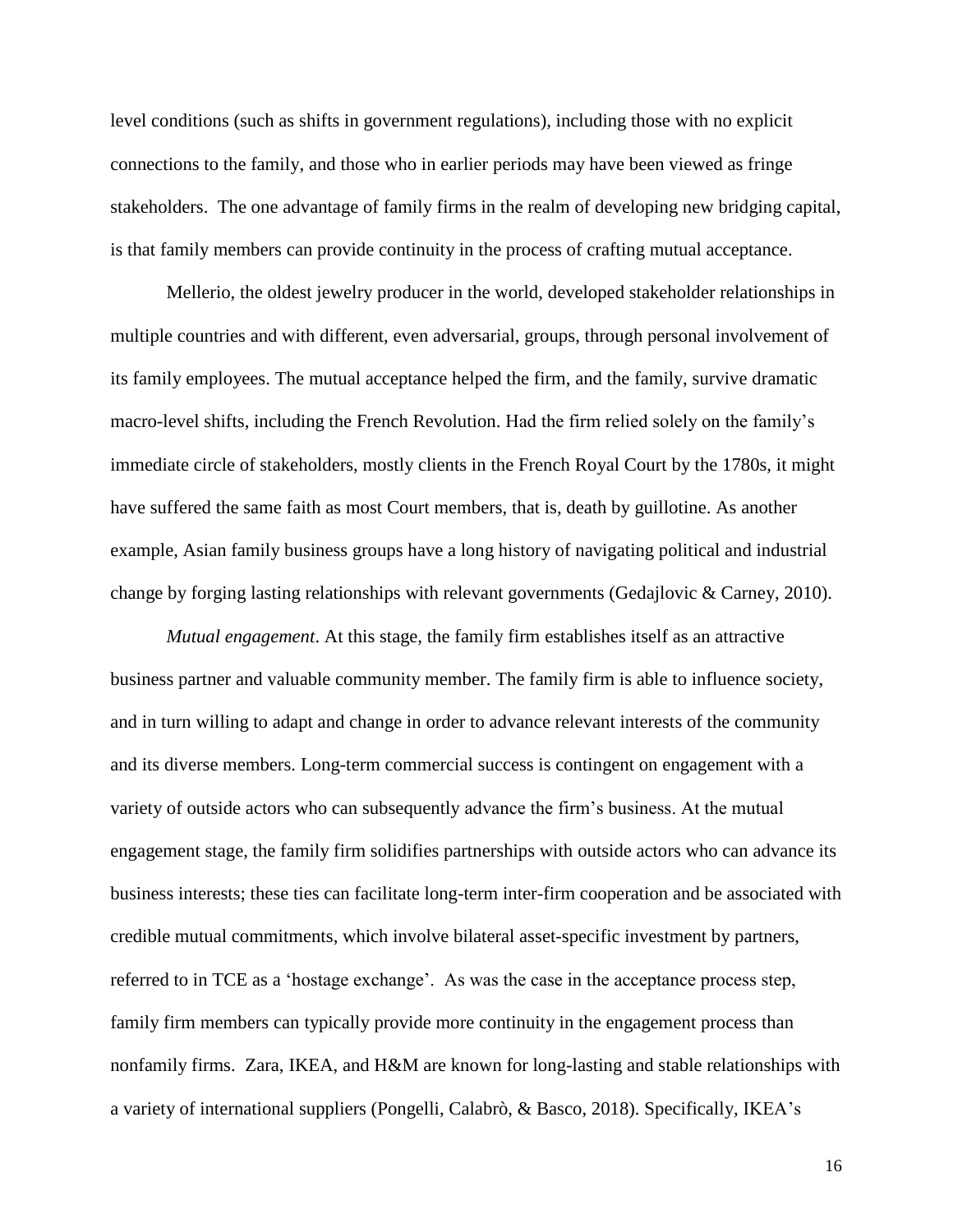level conditions (such as shifts in government regulations), including those with no explicit connections to the family, and those who in earlier periods may have been viewed as fringe stakeholders. The one advantage of family firms in the realm of developing new bridging capital, is that family members can provide continuity in the process of crafting mutual acceptance.

Mellerio, the oldest jewelry producer in the world, developed stakeholder relationships in multiple countries and with different, even adversarial, groups, through personal involvement of its family employees. The mutual acceptance helped the firm, and the family, survive dramatic macro-level shifts, including the French Revolution. Had the firm relied solely on the family's immediate circle of stakeholders, mostly clients in the French Royal Court by the 1780s, it might have suffered the same faith as most Court members, that is, death by guillotine. As another example, Asian family business groups have a long history of navigating political and industrial change by forging lasting relationships with relevant governments (Gedajlovic & Carney, 2010).

*Mutual engagement*. At this stage, the family firm establishes itself as an attractive business partner and valuable community member. The family firm is able to influence society, and in turn willing to adapt and change in order to advance relevant interests of the community and its diverse members. Long-term commercial success is contingent on engagement with a variety of outside actors who can subsequently advance the firm's business. At the mutual engagement stage, the family firm solidifies partnerships with outside actors who can advance its business interests; these ties can facilitate long-term inter-firm cooperation and be associated with credible mutual commitments, which involve bilateral asset-specific investment by partners, referred to in TCE as a 'hostage exchange'. As was the case in the acceptance process step, family firm members can typically provide more continuity in the engagement process than nonfamily firms. Zara, IKEA, and H&M are known for long-lasting and stable relationships with a variety of international suppliers (Pongelli, Calabrò, & Basco, 2018). Specifically, IKEA's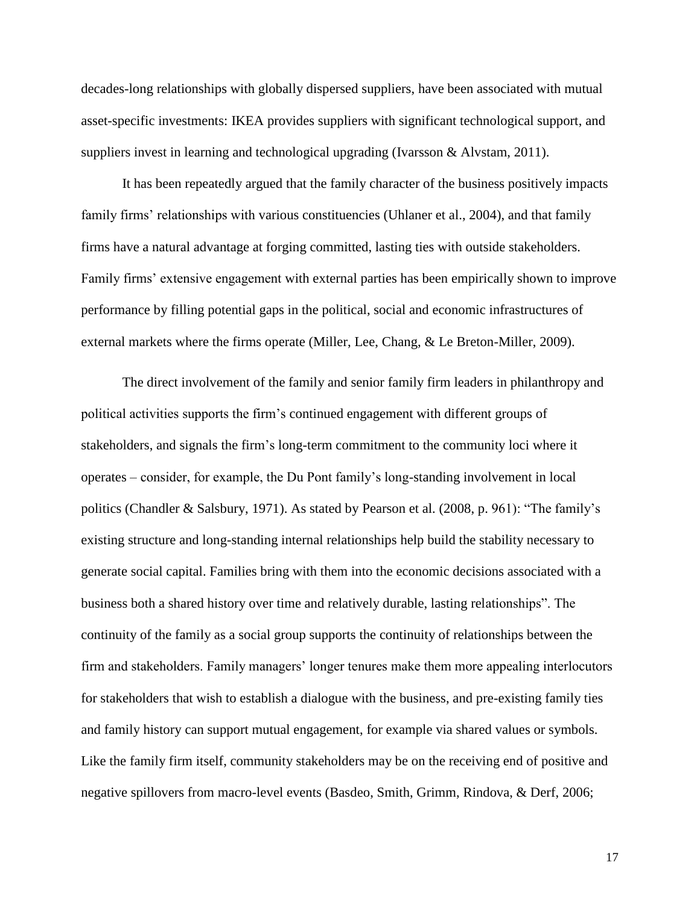decades-long relationships with globally dispersed suppliers, have been associated with mutual asset-specific investments: IKEA provides suppliers with significant technological support, and suppliers invest in learning and technological upgrading (Ivarsson & Alvstam, 2011).

It has been repeatedly argued that the family character of the business positively impacts family firms' relationships with various constituencies (Uhlaner et al., 2004), and that family firms have a natural advantage at forging committed, lasting ties with outside stakeholders. Family firms' extensive engagement with external parties has been empirically shown to improve performance by filling potential gaps in the political, social and economic infrastructures of external markets where the firms operate (Miller, Lee, Chang, & Le Breton-Miller, 2009).

The direct involvement of the family and senior family firm leaders in philanthropy and political activities supports the firm's continued engagement with different groups of stakeholders, and signals the firm's long-term commitment to the community loci where it operates – consider, for example, the Du Pont family's long-standing involvement in local politics (Chandler & Salsbury, 1971). As stated by Pearson et al. (2008, p. 961): "The family's existing structure and long-standing internal relationships help build the stability necessary to generate social capital. Families bring with them into the economic decisions associated with a business both a shared history over time and relatively durable, lasting relationships". The continuity of the family as a social group supports the continuity of relationships between the firm and stakeholders. Family managers' longer tenures make them more appealing interlocutors for stakeholders that wish to establish a dialogue with the business, and pre-existing family ties and family history can support mutual engagement, for example via shared values or symbols. Like the family firm itself, community stakeholders may be on the receiving end of positive and negative spillovers from macro-level events (Basdeo, Smith, Grimm, Rindova, & Derf, 2006;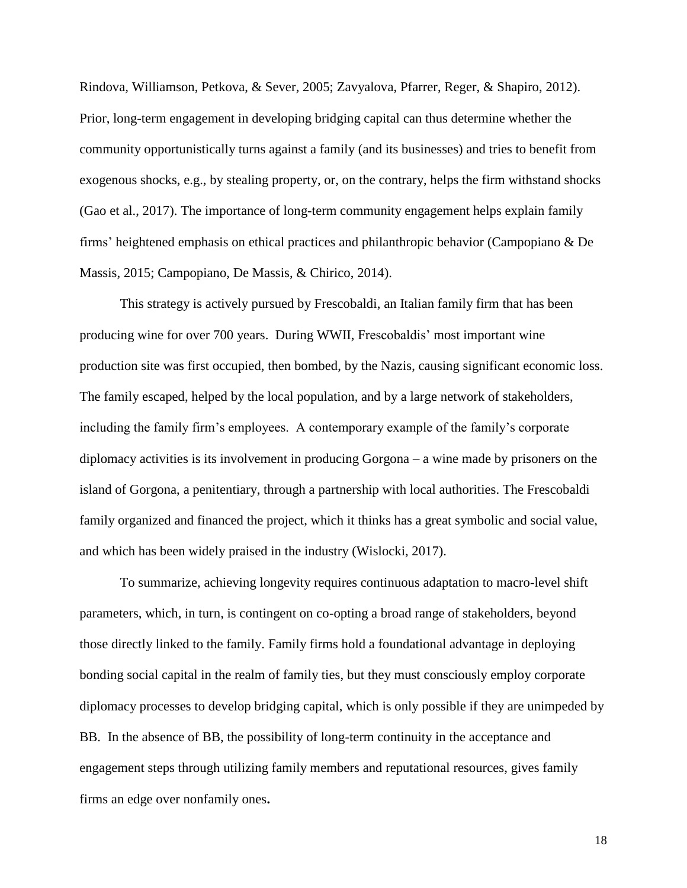Rindova, Williamson, Petkova, & Sever, 2005; Zavyalova, Pfarrer, Reger, & Shapiro, 2012). Prior, long-term engagement in developing bridging capital can thus determine whether the community opportunistically turns against a family (and its businesses) and tries to benefit from exogenous shocks, e.g., by stealing property, or, on the contrary, helps the firm withstand shocks (Gao et al., 2017). The importance of long-term community engagement helps explain family firms' heightened emphasis on ethical practices and philanthropic behavior (Campopiano & De Massis, 2015; Campopiano, De Massis, & Chirico, 2014).

This strategy is actively pursued by Frescobaldi, an Italian family firm that has been producing wine for over 700 years. During WWII, Frescobaldis' most important wine production site was first occupied, then bombed, by the Nazis, causing significant economic loss. The family escaped, helped by the local population, and by a large network of stakeholders, including the family firm's employees. A contemporary example of the family's corporate diplomacy activities is its involvement in producing Gorgona – a wine made by prisoners on the island of Gorgona, a penitentiary, through a partnership with local authorities. The Frescobaldi family organized and financed the project, which it thinks has a great symbolic and social value, and which has been widely praised in the industry (Wislocki, 2017).

To summarize, achieving longevity requires continuous adaptation to macro-level shift parameters, which, in turn, is contingent on co-opting a broad range of stakeholders, beyond those directly linked to the family. Family firms hold a foundational advantage in deploying bonding social capital in the realm of family ties, but they must consciously employ corporate diplomacy processes to develop bridging capital, which is only possible if they are unimpeded by BB. In the absence of BB, the possibility of long-term continuity in the acceptance and engagement steps through utilizing family members and reputational resources, gives family firms an edge over nonfamily ones.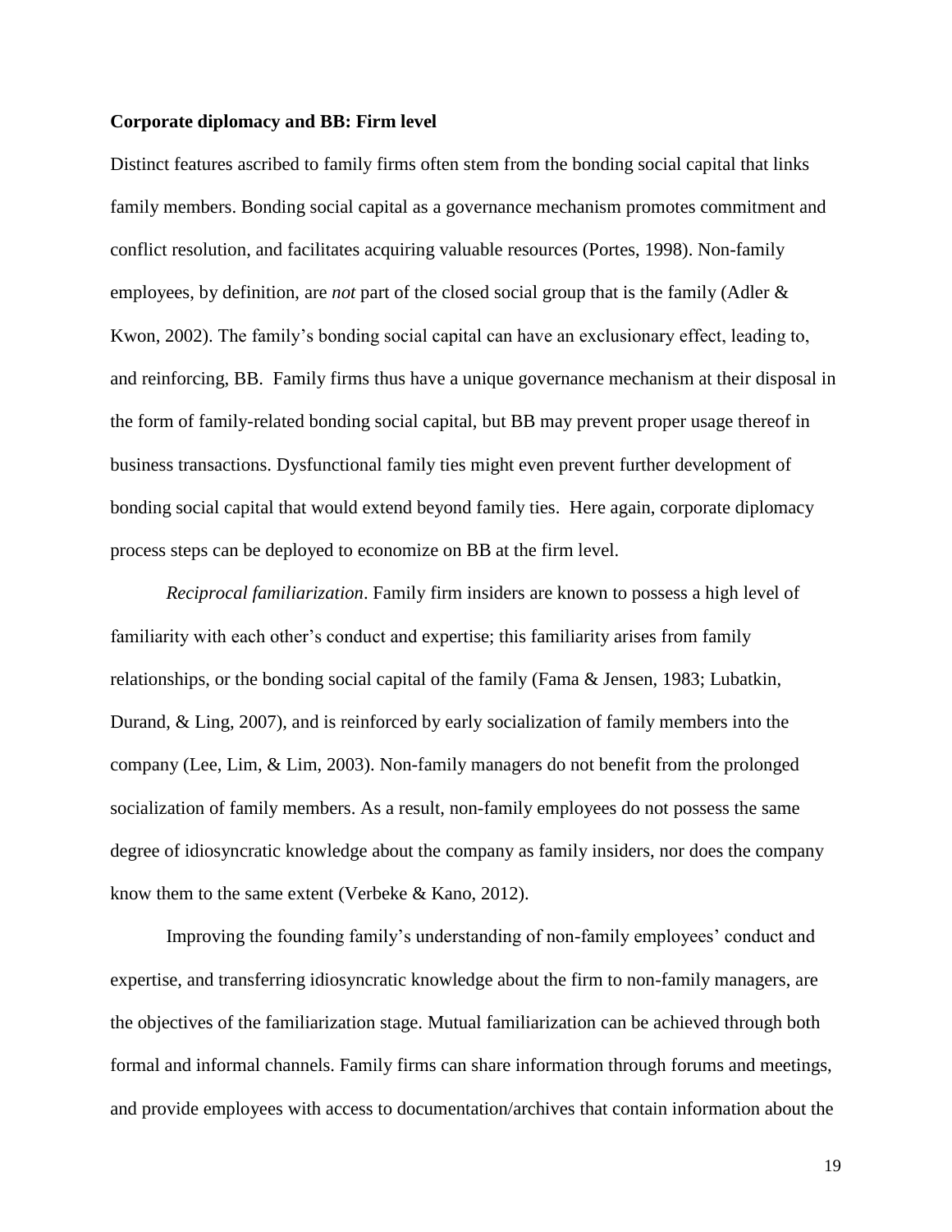**Corporate diplomacy and BB: Firm level**

Distinct features ascribed to family firms often stem from the bonding social capital that links family members. Bonding social capital as a governance mechanism promotes commitment and conflict resolution, and facilitates acquiring valuable resources (Portes, 1998). Non-family employees, by definition, are *not* part of the closed social group that is the family (Adler & Kwon, 2002). The family's bonding social capital can have an exclusionary effect, leading to, and reinforcing, BB. Family firms thus have a unique governance mechanism at their disposal in the form of family-related bonding social capital, but BB may prevent proper usage thereof in business transactions. Dysfunctional family ties might even prevent further development of bonding social capital that would extend beyond family ties. Here again, corporate diplomacy process steps can be deployed to economize on BB at the firm level.

*Reciprocal familiarization*. Family firm insiders are known to possess a high level of familiarity with each other's conduct and expertise; this familiarity arises from family relationships, or the bonding social capital of the family (Fama & Jensen, 1983; Lubatkin, Durand, & Ling, 2007), and is reinforced by early socialization of family members into the company (Lee, Lim, & Lim, 2003). Non-family managers do not benefit from the prolonged socialization of family members. As a result, non-family employees do not possess the same degree of idiosyncratic knowledge about the company as family insiders, nor does the company know them to the same extent (Verbeke & Kano, 2012).

Improving the founding family's understanding of non-family employees' conduct and expertise, and transferring idiosyncratic knowledge about the firm to non-family managers, are the objectives of the familiarization stage. Mutual familiarization can be achieved through both formal and informal channels. Family firms can share information through forums and meetings, and provide employees with access to documentation/archives that contain information about the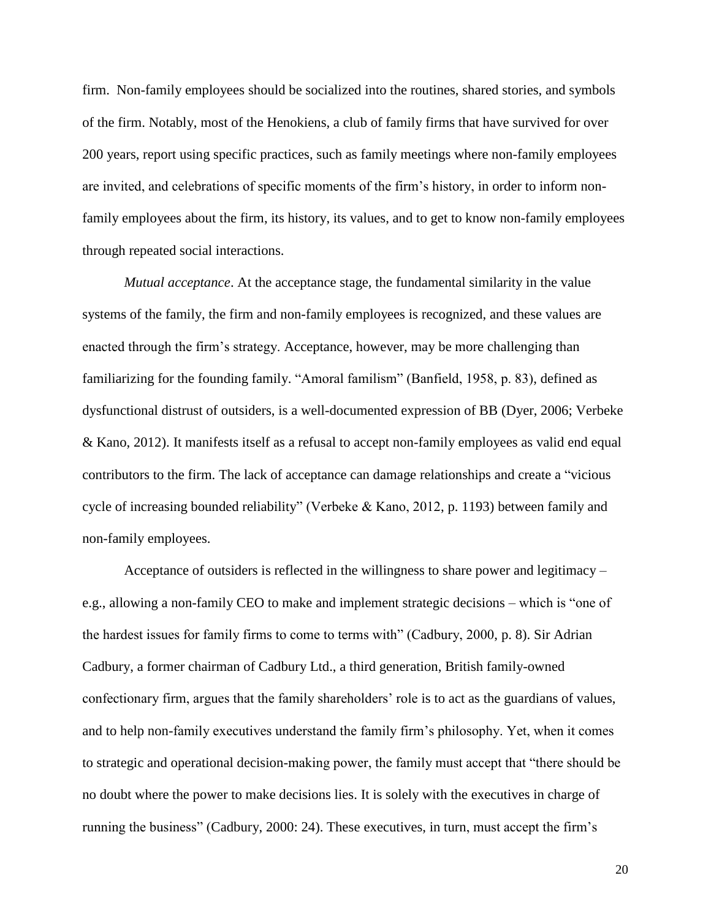firm. Non-family employees should be socialized into the routines, shared stories, and symbols of the firm. Notably, most of the Henokiens, a club of family firms that have survived for over 200 years, report using specific practices, such as family meetings where non-family employees are invited, and celebrations of specific moments of the firm's history, in order to inform non-family employees about the firm, its history, its values, and to get to know non-family employees through repeated social interactions.

*Mutual acceptance*. At the acceptance stage, the fundamental similarity in the value systems of the family, the firm and non-family employees is recognized, and these values are enacted through the firm's strategy. Acceptance, however, may be more challenging than familiarizing for the founding family. "Amoral familism" (Banfield, 1958, p. 83), defined as dysfunctional distrust of outsiders, is a well-documented expression of BB (Dyer, 2006; Verbeke & Kano, 2012). It manifests itself as a refusal to accept non-family employees as valid end equal contributors to the firm. The lack of acceptance can damage relationships and create a "vicious cycle of increasing bounded reliability" (Verbeke & Kano, 2012, p. 1193) between family and non-family employees.

Acceptance of outsiders is reflected in the willingness to share power and legitimacy – e.g., allowing a non-family CEO to make and implement strategic decisions – which is "one of the hardest issues for family firms to come to terms with" (Cadbury, 2000, p. 8). Sir Adrian Cadbury, a former chairman of Cadbury Ltd., a third generation, British family-owned confectionary firm, argues that the family shareholders' role is to act as the guardians of values, and to help non-family executives understand the family firm's philosophy. Yet, when it comes to strategic and operational decision-making power, the family must accept that "there should be no doubt where the power to make decisions lies. It is solely with the executives in charge of running the business" (Cadbury, 2000: 24). These executives, in turn, must accept the firm's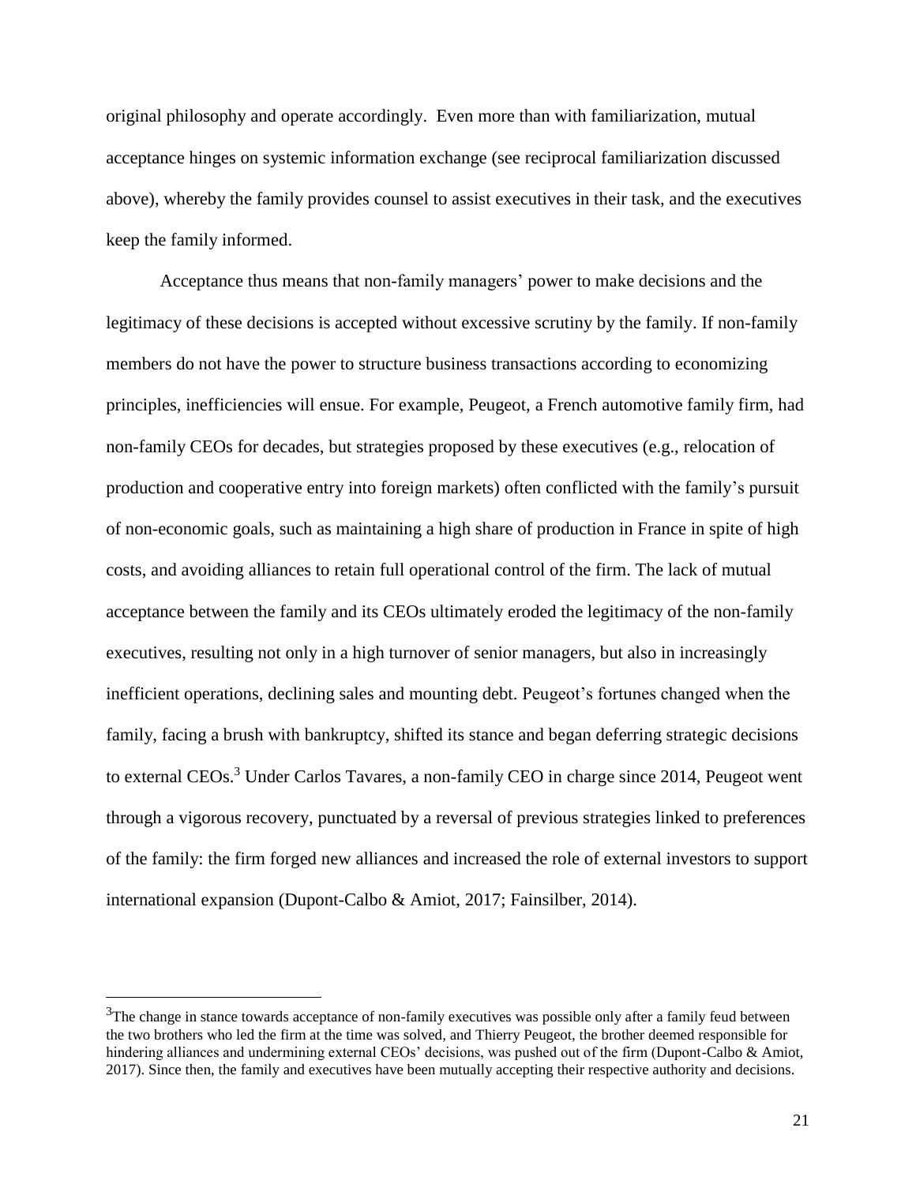original philosophy and operate accordingly. Even more than with familiarization, mutual acceptance hinges on systemic information exchange (see reciprocal familiarization discussed above), whereby the family provides counsel to assist executives in their task, and the executives keep the family informed.

Acceptance thus means that non-family managers' power to make decisions and the legitimacy of these decisions is accepted without excessive scrutiny by the family. If non-family members do not have the power to structure business transactions according to economizing principles, inefficiencies will ensue. For example, Peugeot, a French automotive family firm, had non-family CEOs for decades, but strategies proposed by these executives (e.g., relocation of production and cooperative entry into foreign markets) often conflicted with the family's pursuit of non-economic goals, such as maintaining a high share of production in France in spite of high costs, and avoiding alliances to retain full operational control of the firm. The lack of mutual acceptance between the family and its CEOs ultimately eroded the legitimacy of the non-family executives, resulting not only in a high turnover of senior managers, but also in increasingly inefficient operations, declining sales and mounting debt. Peugeot's fortunes changed when the family, facing a brush with bankruptcy, shifted its stance and began deferring strategic decisions to external CEOs.[3] Under Carlos Tavares, a non-family CEO in charge since 2014, Peugeot went through a vigorous recovery, punctuated by a reversal of previous strategies linked to preferences of the family: the firm forged new alliances and increased the role of external investors to support international expansion (Dupont-Calbo & Amiot, 2017; Fainsilber, 2014).

---

[3]The change in stance towards acceptance of non-family executives was possible only after a family feud between the two brothers who led the firm at the time was solved, and Thierry Peugeot, the brother deemed responsible for hindering alliances and undermining external CEOs' decisions, was pushed out of the firm (Dupont-Calbo & Amiot, 2017). Since then, the family and executives have been mutually accepting their respective authority and decisions.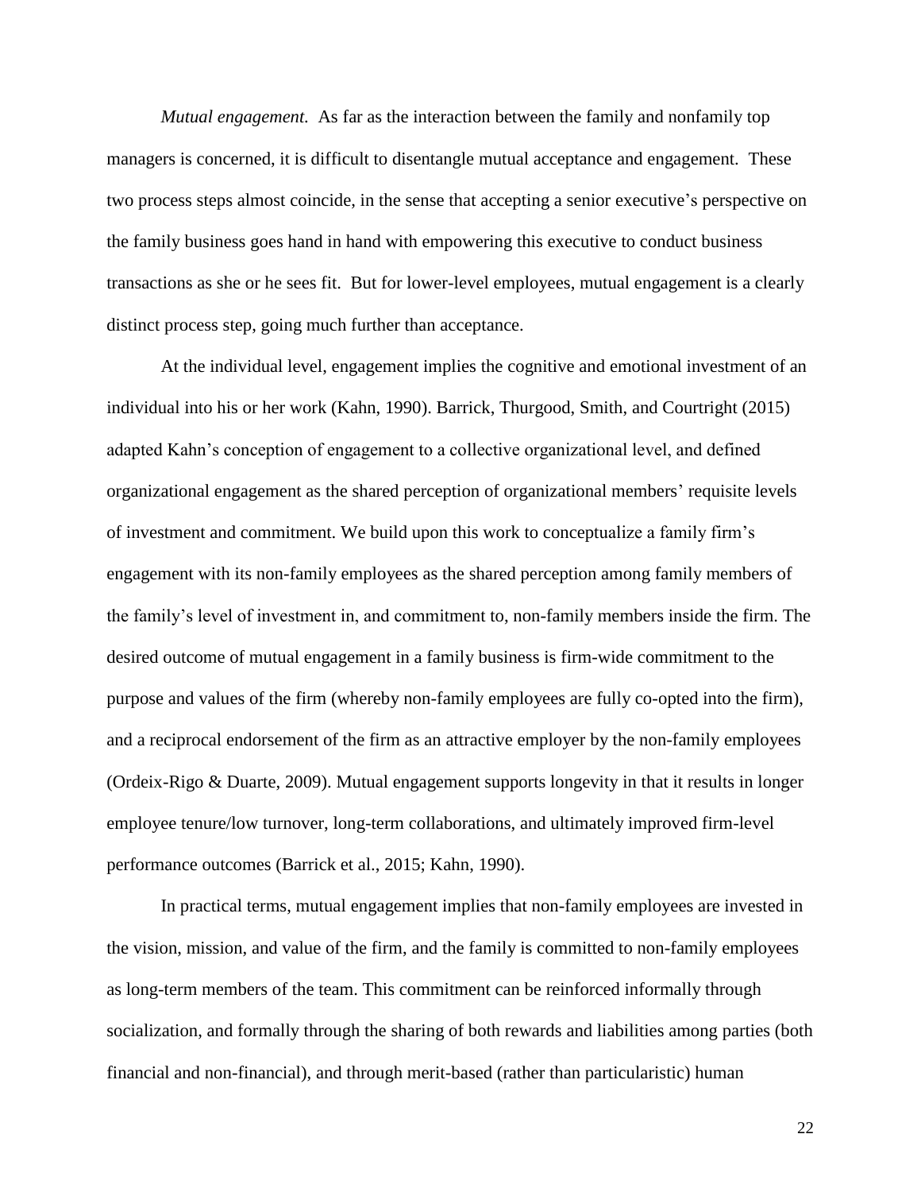*Mutual engagement.* As far as the interaction between the family and nonfamily top managers is concerned, it is difficult to disentangle mutual acceptance and engagement. These two process steps almost coincide, in the sense that accepting a senior executive's perspective on the family business goes hand in hand with empowering this executive to conduct business transactions as she or he sees fit. But for lower-level employees, mutual engagement is a clearly distinct process step, going much further than acceptance.

At the individual level, engagement implies the cognitive and emotional investment of an individual into his or her work (Kahn, 1990). Barrick, Thurgood, Smith, and Courtright (2015) adapted Kahn's conception of engagement to a collective organizational level, and defined organizational engagement as the shared perception of organizational members' requisite levels of investment and commitment. We build upon this work to conceptualize a family firm's engagement with its non-family employees as the shared perception among family members of the family's level of investment in, and commitment to, non-family members inside the firm. The desired outcome of mutual engagement in a family business is firm-wide commitment to the purpose and values of the firm (whereby non-family employees are fully co-opted into the firm), and a reciprocal endorsement of the firm as an attractive employer by the non-family employees (Ordeix-Rigo & Duarte, 2009). Mutual engagement supports longevity in that it results in longer employee tenure/low turnover, long-term collaborations, and ultimately improved firm-level performance outcomes (Barrick et al., 2015; Kahn, 1990).

In practical terms, mutual engagement implies that non-family employees are invested in the vision, mission, and value of the firm, and the family is committed to non-family employees as long-term members of the team. This commitment can be reinforced informally through socialization, and formally through the sharing of both rewards and liabilities among parties (both financial and non-financial), and through merit-based (rather than particularistic) human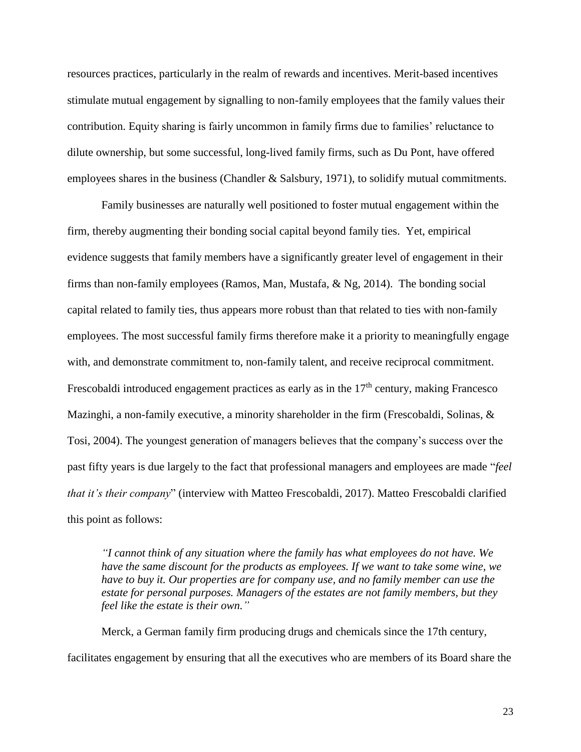resources practices, particularly in the realm of rewards and incentives. Merit-based incentives stimulate mutual engagement by signalling to non-family employees that the family values their contribution. Equity sharing is fairly uncommon in family firms due to families' reluctance to dilute ownership, but some successful, long-lived family firms, such as Du Pont, have offered employees shares in the business (Chandler & Salsbury, 1971), to solidify mutual commitments.

Family businesses are naturally well positioned to foster mutual engagement within the firm, thereby augmenting their bonding social capital beyond family ties. Yet, empirical evidence suggests that family members have a significantly greater level of engagement in their firms than non-family employees (Ramos, Man, Mustafa, & Ng, 2014). The bonding social capital related to family ties, thus appears more robust than that related to ties with non-family employees. The most successful family firms therefore make it a priority to meaningfully engage with, and demonstrate commitment to, non-family talent, and receive reciprocal commitment. Frescobaldi introduced engagement practices as early as in the 17th century, making Francesco Mazinghi, a non-family executive, a minority shareholder in the firm (Frescobaldi, Solinas, & Tosi, 2004). The youngest generation of managers believes that the company's success over the past fifty years is due largely to the fact that professional managers and employees are made "*feel that it's their company*" (interview with Matteo Frescobaldi, 2017). Matteo Frescobaldi clarified this point as follows:

> *"I cannot think of any situation where the family has what employees do not have. We have the same discount for the products as employees. If we want to take some wine, we have to buy it. Our properties are for company use, and no family member can use the estate for personal purposes. Managers of the estates are not family members, but they feel like the estate is their own."*

Merck, a German family firm producing drugs and chemicals since the 17th century, facilitates engagement by ensuring that all the executives who are members of its Board share the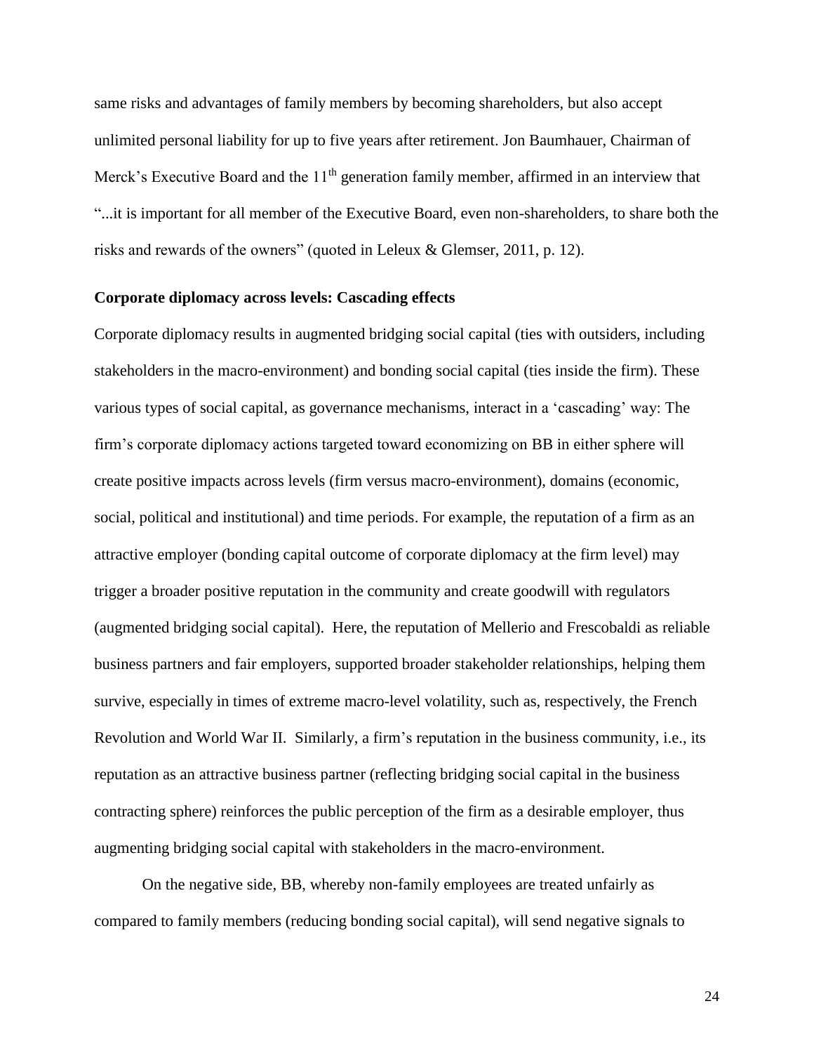same risks and advantages of family members by becoming shareholders, but also accept unlimited personal liability for up to five years after retirement. Jon Baumhauer, Chairman of Merck's Executive Board and the $11^{th}$ generation family member, affirmed in an interview that "...it is important for all member of the Executive Board, even non-shareholders, to share both the risks and rewards of the owners" (quoted in Leleux & Glemser, 2011, p. 12).

### Corporate diplomacy across levels: Cascading effects

Corporate diplomacy results in augmented bridging social capital (ties with outsiders, including stakeholders in the macro-environment) and bonding social capital (ties inside the firm). These various types of social capital, as governance mechanisms, interact in a 'cascading' way: The firm's corporate diplomacy actions targeted toward economizing on BB in either sphere will create positive impacts across levels (firm versus macro-environment), domains (economic, social, political and institutional) and time periods. For example, the reputation of a firm as an attractive employer (bonding capital outcome of corporate diplomacy at the firm level) may trigger a broader positive reputation in the community and create goodwill with regulators (augmented bridging social capital). Here, the reputation of Mellerio and Frescobaldi as reliable business partners and fair employers, supported broader stakeholder relationships, helping them survive, especially in times of extreme macro-level volatility, such as, respectively, the French Revolution and World War II. Similarly, a firm's reputation in the business community, i.e., its reputation as an attractive business partner (reflecting bridging social capital in the business contracting sphere) reinforces the public perception of the firm as a desirable employer, thus augmenting bridging social capital with stakeholders in the macro-environment.

On the negative side, BB, whereby non-family employees are treated unfairly as compared to family members (reducing bonding social capital), will send negative signals to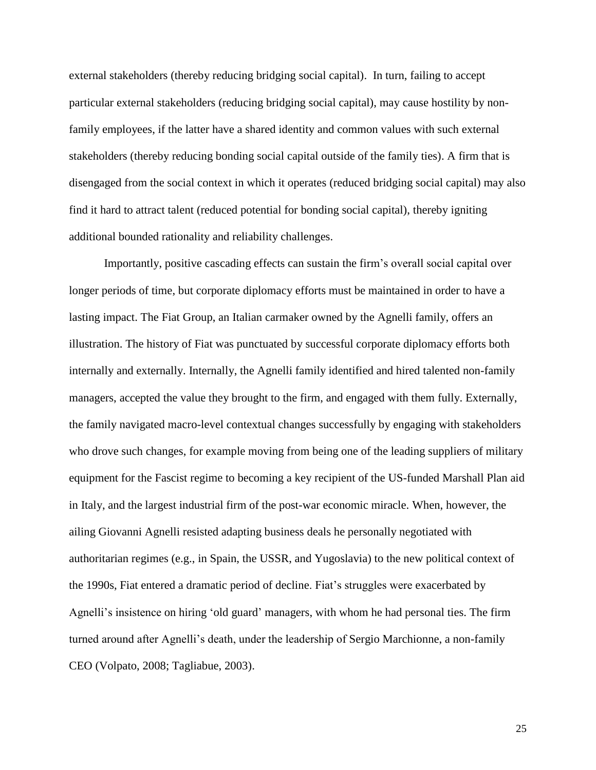external stakeholders (thereby reducing bridging social capital). In turn, failing to accept particular external stakeholders (reducing bridging social capital), may cause hostility by non-family employees, if the latter have a shared identity and common values with such external stakeholders (thereby reducing bonding social capital outside of the family ties). A firm that is disengaged from the social context in which it operates (reduced bridging social capital) may also find it hard to attract talent (reduced potential for bonding social capital), thereby igniting additional bounded rationality and reliability challenges.

Importantly, positive cascading effects can sustain the firm's overall social capital over longer periods of time, but corporate diplomacy efforts must be maintained in order to have a lasting impact. The Fiat Group, an Italian carmaker owned by the Agnelli family, offers an illustration. The history of Fiat was punctuated by successful corporate diplomacy efforts both internally and externally. Internally, the Agnelli family identified and hired talented non-family managers, accepted the value they brought to the firm, and engaged with them fully. Externally, the family navigated macro-level contextual changes successfully by engaging with stakeholders who drove such changes, for example moving from being one of the leading suppliers of military equipment for the Fascist regime to becoming a key recipient of the US-funded Marshall Plan aid in Italy, and the largest industrial firm of the post-war economic miracle. When, however, the ailing Giovanni Agnelli resisted adapting business deals he personally negotiated with authoritarian regimes (e.g., in Spain, the USSR, and Yugoslavia) to the new political context of the 1990s, Fiat entered a dramatic period of decline. Fiat's struggles were exacerbated by Agnelli's insistence on hiring 'old guard' managers, with whom he had personal ties. The firm turned around after Agnelli's death, under the leadership of Sergio Marchionne, a non-family CEO (Volpato, 2008; Tagliabue, 2003).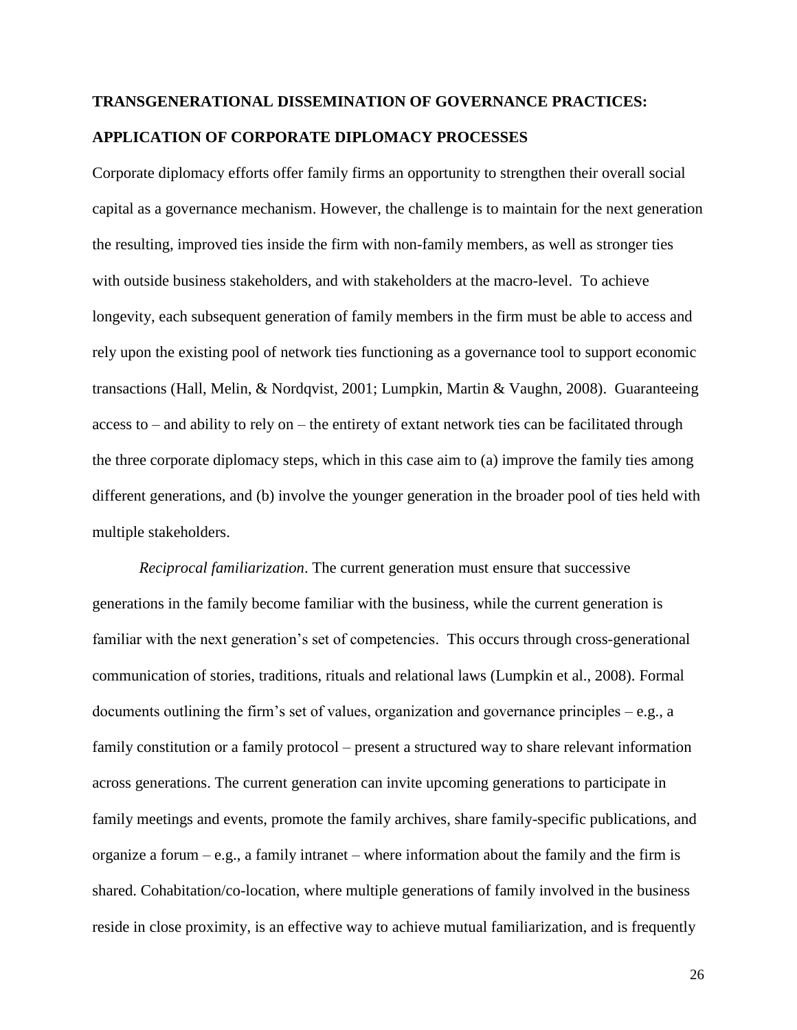## TRANSGENERATIONAL DISSEMINATION OF GOVERNANCE PRACTICES: APPLICATION OF CORPORATE DIPLOMACY PROCESSES

Corporate diplomacy efforts offer family firms an opportunity to strengthen their overall social capital as a governance mechanism. However, the challenge is to maintain for the next generation the resulting, improved ties inside the firm with non-family members, as well as stronger ties with outside business stakeholders, and with stakeholders at the macro-level. To achieve longevity, each subsequent generation of family members in the firm must be able to access and rely upon the existing pool of network ties functioning as a governance tool to support economic transactions (Hall, Melin, & Nordqvist, 2001; Lumpkin, Martin & Vaughn, 2008). Guaranteeing access to – and ability to rely on – the entirety of extant network ties can be facilitated through the three corporate diplomacy steps, which in this case aim to (a) improve the family ties among different generations, and (b) involve the younger generation in the broader pool of ties held with multiple stakeholders.

*Reciprocal familiarization*. The current generation must ensure that successive generations in the family become familiar with the business, while the current generation is familiar with the next generation's set of competencies. This occurs through cross-generational communication of stories, traditions, rituals and relational laws (Lumpkin et al., 2008). Formal documents outlining the firm's set of values, organization and governance principles – e.g., a family constitution or a family protocol – present a structured way to share relevant information across generations. The current generation can invite upcoming generations to participate in family meetings and events, promote the family archives, share family-specific publications, and organize a forum – e.g., a family intranet – where information about the family and the firm is shared. Cohabitation/co-location, where multiple generations of family involved in the business reside in close proximity, is an effective way to achieve mutual familiarization, and is frequently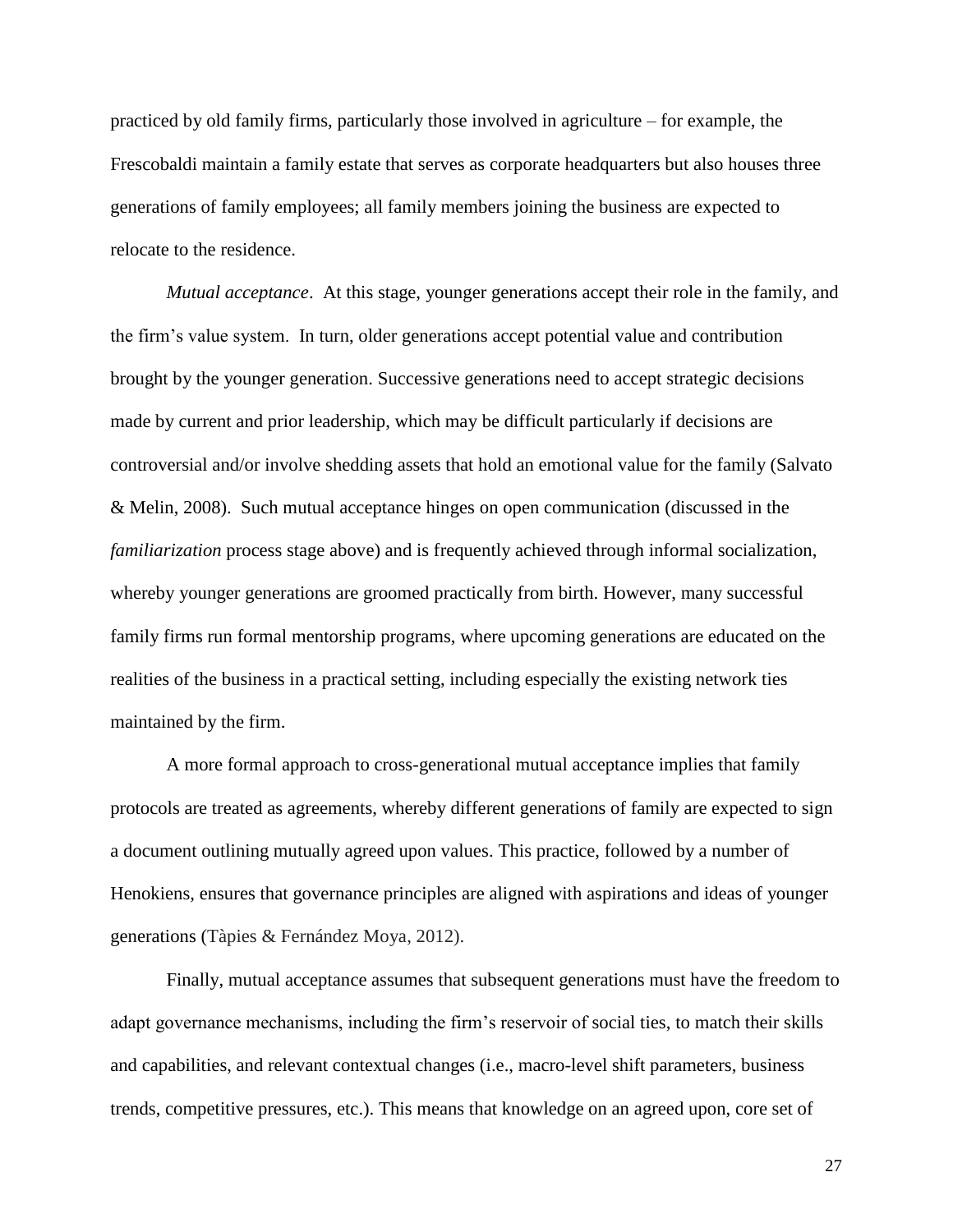practiced by old family firms, particularly those involved in agriculture – for example, the Frescobaldi maintain a family estate that serves as corporate headquarters but also houses three generations of family employees; all family members joining the business are expected to relocate to the residence.

*Mutual acceptance*. At this stage, younger generations accept their role in the family, and the firm's value system. In turn, older generations accept potential value and contribution brought by the younger generation. Successive generations need to accept strategic decisions made by current and prior leadership, which may be difficult particularly if decisions are controversial and/or involve shedding assets that hold an emotional value for the family (Salvato & Melin, 2008). Such mutual acceptance hinges on open communication (discussed in the *familiarization* process stage above) and is frequently achieved through informal socialization, whereby younger generations are groomed practically from birth. However, many successful family firms run formal mentorship programs, where upcoming generations are educated on the realities of the business in a practical setting, including especially the existing network ties maintained by the firm.

A more formal approach to cross-generational mutual acceptance implies that family protocols are treated as agreements, whereby different generations of family are expected to sign a document outlining mutually agreed upon values. This practice, followed by a number of Henokiens, ensures that governance principles are aligned with aspirations and ideas of younger generations (Tàpies & Fernández Moya, 2012).

Finally, mutual acceptance assumes that subsequent generations must have the freedom to adapt governance mechanisms, including the firm's reservoir of social ties, to match their skills and capabilities, and relevant contextual changes (i.e., macro-level shift parameters, business trends, competitive pressures, etc.). This means that knowledge on an agreed upon, core set of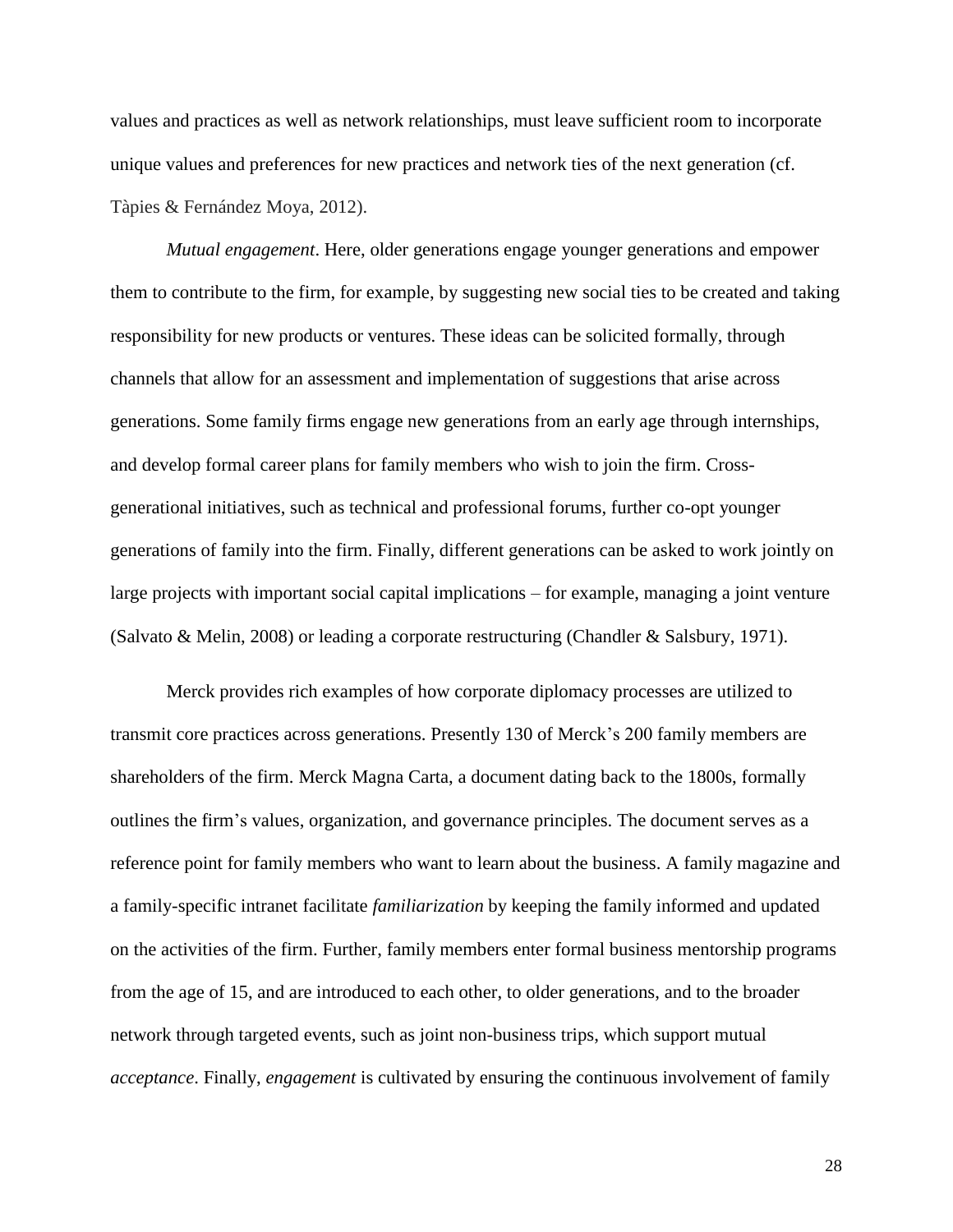values and practices as well as network relationships, must leave sufficient room to incorporate unique values and preferences for new practices and network ties of the next generation (cf. Tàpies & Fernández Moya, 2012).

*Mutual engagement*. Here, older generations engage younger generations and empower them to contribute to the firm, for example, by suggesting new social ties to be created and taking responsibility for new products or ventures. These ideas can be solicited formally, through channels that allow for an assessment and implementation of suggestions that arise across generations. Some family firms engage new generations from an early age through internships, and develop formal career plans for family members who wish to join the firm. Cross-generational initiatives, such as technical and professional forums, further co-opt younger generations of family into the firm. Finally, different generations can be asked to work jointly on large projects with important social capital implications – for example, managing a joint venture (Salvato & Melin, 2008) or leading a corporate restructuring (Chandler & Salsbury, 1971).

Merck provides rich examples of how corporate diplomacy processes are utilized to transmit core practices across generations. Presently 130 of Merck's 200 family members are shareholders of the firm. Merck Magna Carta, a document dating back to the 1800s, formally outlines the firm's values, organization, and governance principles. The document serves as a reference point for family members who want to learn about the business. A family magazine and a family-specific intranet facilitate *familiarization* by keeping the family informed and updated on the activities of the firm. Further, family members enter formal business mentorship programs from the age of 15, and are introduced to each other, to older generations, and to the broader network through targeted events, such as joint non-business trips, which support mutual *acceptance*. Finally, *engagement* is cultivated by ensuring the continuous involvement of family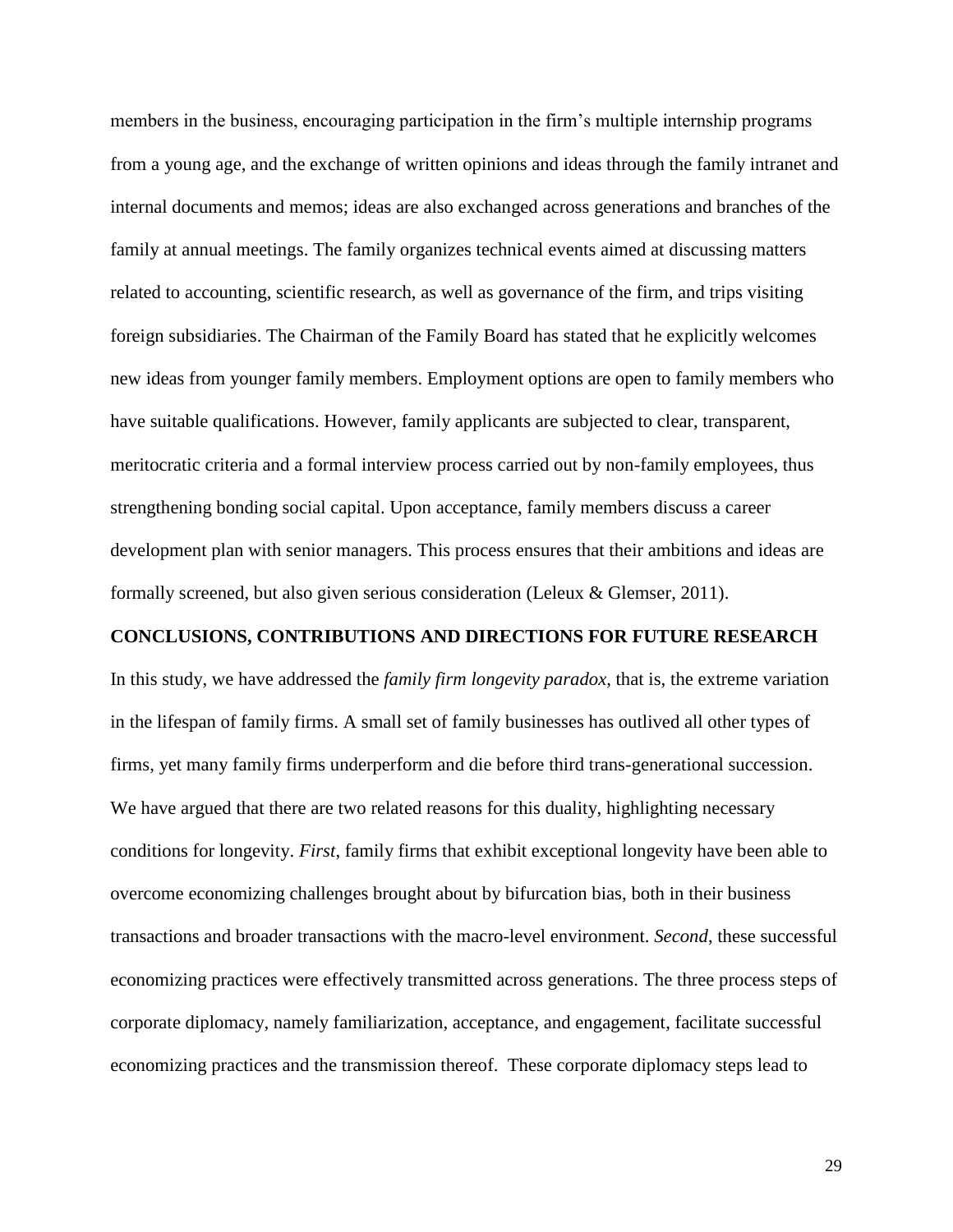members in the business, encouraging participation in the firm's multiple internship programs from a young age, and the exchange of written opinions and ideas through the family intranet and internal documents and memos; ideas are also exchanged across generations and branches of the family at annual meetings. The family organizes technical events aimed at discussing matters related to accounting, scientific research, as well as governance of the firm, and trips visiting foreign subsidiaries. The Chairman of the Family Board has stated that he explicitly welcomes new ideas from younger family members. Employment options are open to family members who have suitable qualifications. However, family applicants are subjected to clear, transparent, meritocratic criteria and a formal interview process carried out by non-family employees, thus strengthening bonding social capital. Upon acceptance, family members discuss a career development plan with senior managers. This process ensures that their ambitions and ideas are formally screened, but also given serious consideration (Leleux & Glemser, 2011).

## CONCLUSIONS, CONTRIBUTIONS AND DIRECTIONS FOR FUTURE RESEARCH

In this study, we have addressed the *family firm longevity paradox*, that is, the extreme variation in the lifespan of family firms. A small set of family businesses has outlived all other types of firms, yet many family firms underperform and die before third trans-generational succession. We have argued that there are two related reasons for this duality, highlighting necessary conditions for longevity. *First*, family firms that exhibit exceptional longevity have been able to overcome economizing challenges brought about by bifurcation bias, both in their business transactions and broader transactions with the macro-level environment. *Second*, these successful economizing practices were effectively transmitted across generations. The three process steps of corporate diplomacy, namely familiarization, acceptance, and engagement, facilitate successful economizing practices and the transmission thereof. These corporate diplomacy steps lead to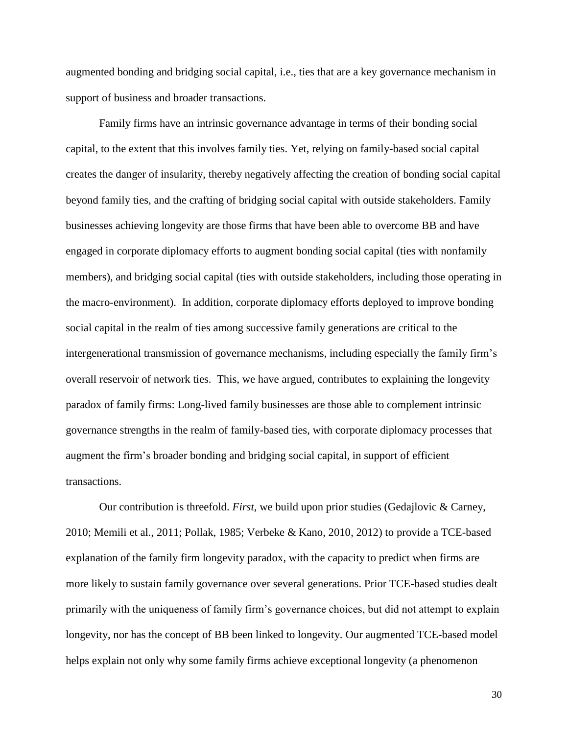augmented bonding and bridging social capital, i.e., ties that are a key governance mechanism in support of business and broader transactions.

Family firms have an intrinsic governance advantage in terms of their bonding social capital, to the extent that this involves family ties. Yet, relying on family-based social capital creates the danger of insularity, thereby negatively affecting the creation of bonding social capital beyond family ties, and the crafting of bridging social capital with outside stakeholders. Family businesses achieving longevity are those firms that have been able to overcome BB and have engaged in corporate diplomacy efforts to augment bonding social capital (ties with nonfamily members), and bridging social capital (ties with outside stakeholders, including those operating in the macro-environment). In addition, corporate diplomacy efforts deployed to improve bonding social capital in the realm of ties among successive family generations are critical to the intergenerational transmission of governance mechanisms, including especially the family firm's overall reservoir of network ties. This, we have argued, contributes to explaining the longevity paradox of family firms: Long-lived family businesses are those able to complement intrinsic governance strengths in the realm of family-based ties, with corporate diplomacy processes that augment the firm's broader bonding and bridging social capital, in support of efficient transactions.

Our contribution is threefold. *First*, we build upon prior studies (Gedajlovic & Carney, 2010; Memili et al., 2011; Pollak, 1985; Verbeke & Kano, 2010, 2012) to provide a TCE-based explanation of the family firm longevity paradox, with the capacity to predict when firms are more likely to sustain family governance over several generations. Prior TCE-based studies dealt primarily with the uniqueness of family firm's governance choices, but did not attempt to explain longevity, nor has the concept of BB been linked to longevity. Our augmented TCE-based model helps explain not only why some family firms achieve exceptional longevity (a phenomenon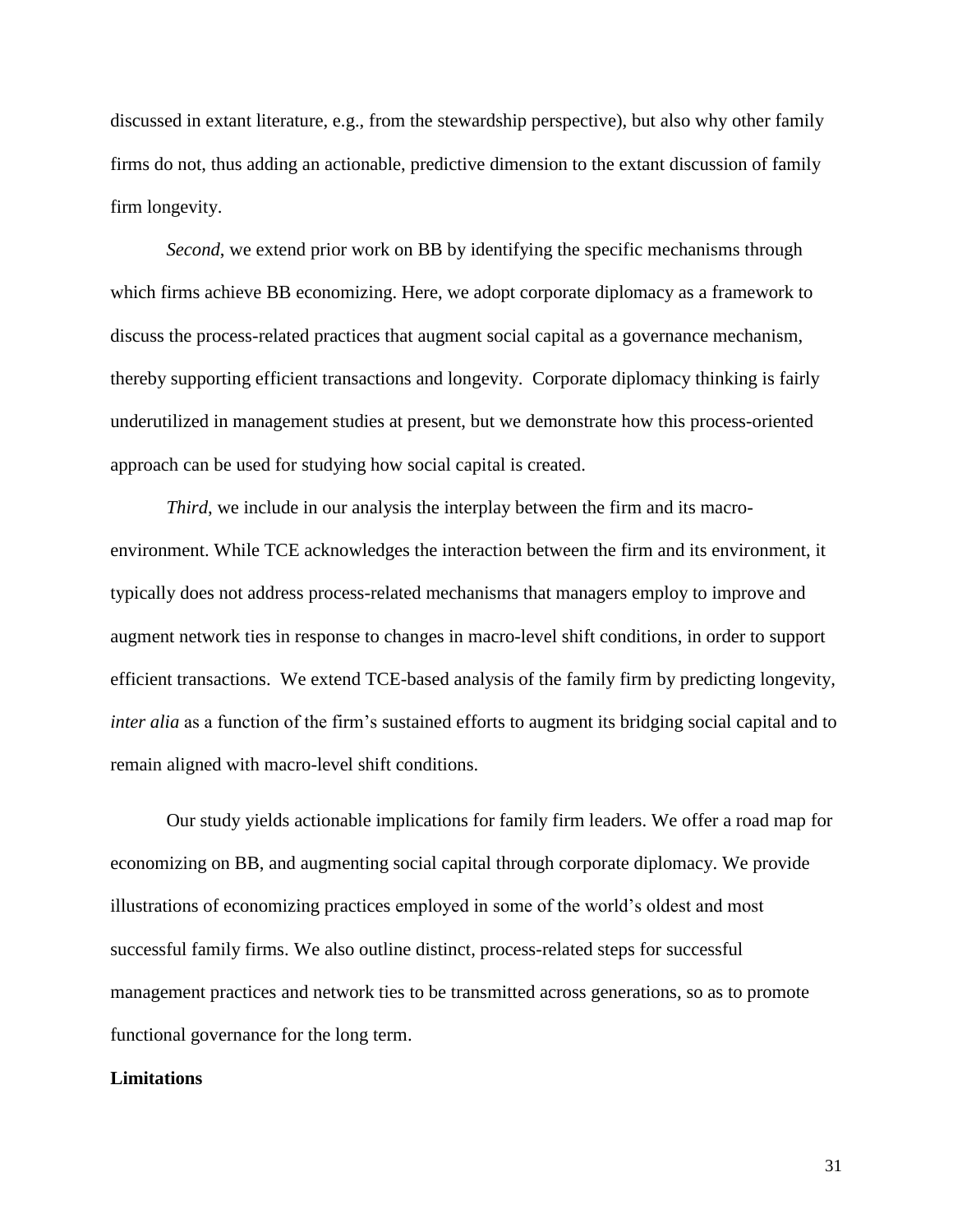discussed in extant literature, e.g., from the stewardship perspective), but also why other family firms do not, thus adding an actionable, predictive dimension to the extant discussion of family firm longevity.

*Second*, we extend prior work on BB by identifying the specific mechanisms through which firms achieve BB economizing. Here, we adopt corporate diplomacy as a framework to discuss the process-related practices that augment social capital as a governance mechanism, thereby supporting efficient transactions and longevity. Corporate diplomacy thinking is fairly underutilized in management studies at present, but we demonstrate how this process-oriented approach can be used for studying how social capital is created.

*Third*, we include in our analysis the interplay between the firm and its macro-environment. While TCE acknowledges the interaction between the firm and its environment, it typically does not address process-related mechanisms that managers employ to improve and augment network ties in response to changes in macro-level shift conditions, in order to support efficient transactions. We extend TCE-based analysis of the family firm by predicting longevity, *inter alia* as a function of the firm's sustained efforts to augment its bridging social capital and to remain aligned with macro-level shift conditions.

Our study yields actionable implications for family firm leaders. We offer a road map for economizing on BB, and augmenting social capital through corporate diplomacy. We provide illustrations of economizing practices employed in some of the world's oldest and most successful family firms. We also outline distinct, process-related steps for successful management practices and network ties to be transmitted across generations, so as to promote functional governance for the long term.

**Limitations**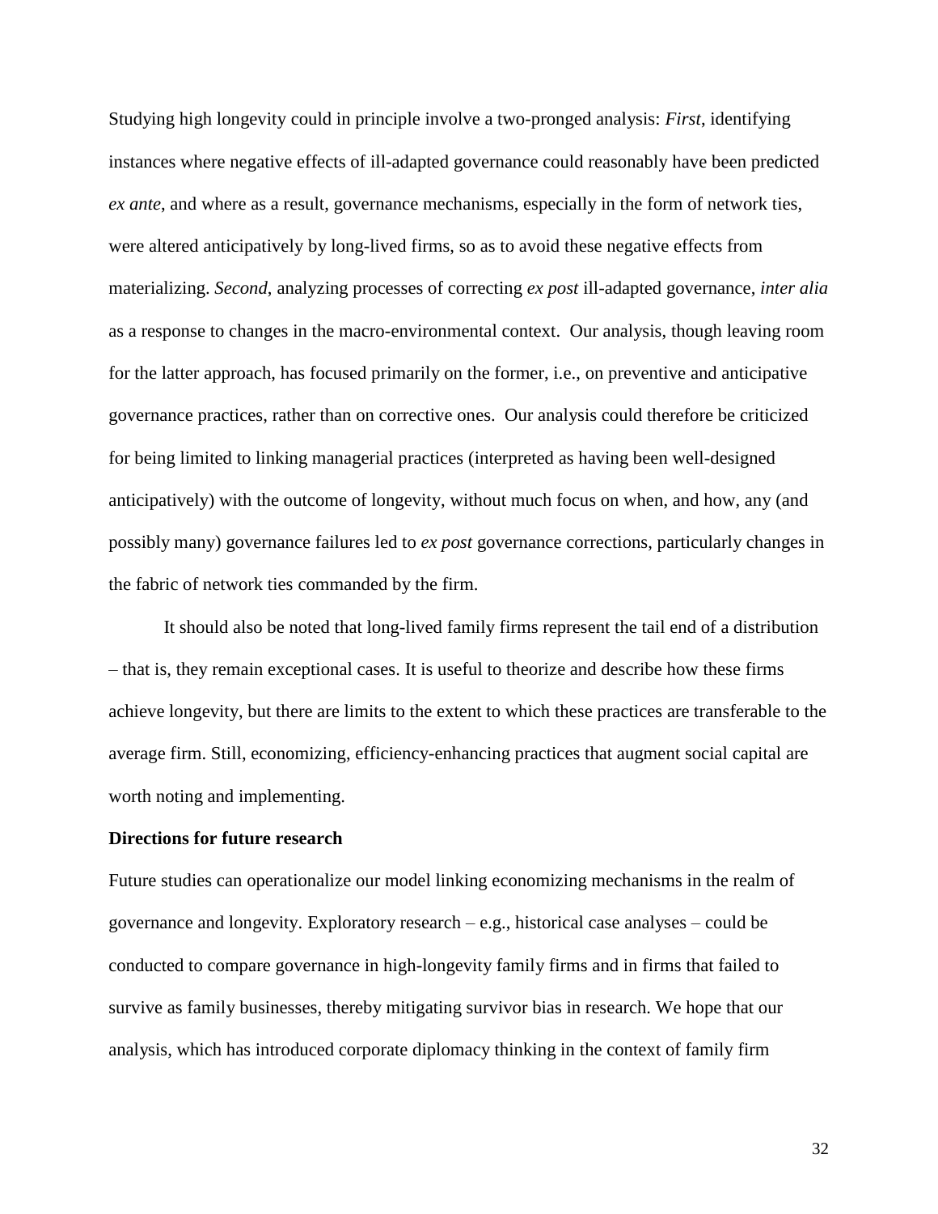Studying high longevity could in principle involve a two-pronged analysis: *First*, identifying instances where negative effects of ill-adapted governance could reasonably have been predicted *ex ante*, and where as a result, governance mechanisms, especially in the form of network ties, were altered anticipatively by long-lived firms, so as to avoid these negative effects from materializing. *Second*, analyzing processes of correcting *ex post* ill-adapted governance, *inter alia* as a response to changes in the macro-environmental context. Our analysis, though leaving room for the latter approach, has focused primarily on the former, i.e., on preventive and anticipative governance practices, rather than on corrective ones. Our analysis could therefore be criticized for being limited to linking managerial practices (interpreted as having been well-designed anticipatively) with the outcome of longevity, without much focus on when, and how, any (and possibly many) governance failures led to *ex post* governance corrections, particularly changes in the fabric of network ties commanded by the firm.

It should also be noted that long-lived family firms represent the tail end of a distribution – that is, they remain exceptional cases. It is useful to theorize and describe how these firms achieve longevity, but there are limits to the extent to which these practices are transferable to the average firm. Still, economizing, efficiency-enhancing practices that augment social capital are worth noting and implementing.

**Directions for future research**

Future studies can operationalize our model linking economizing mechanisms in the realm of governance and longevity. Exploratory research – e.g., historical case analyses – could be conducted to compare governance in high-longevity family firms and in firms that failed to survive as family businesses, thereby mitigating survivor bias in research. We hope that our analysis, which has introduced corporate diplomacy thinking in the context of family firm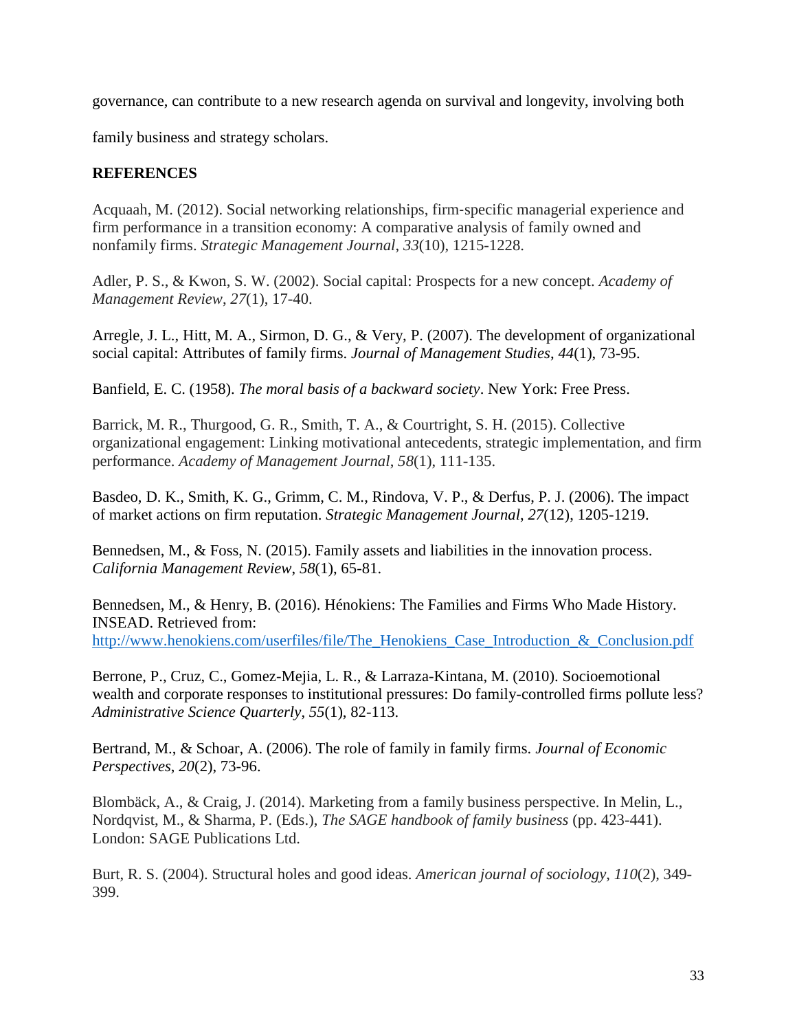governance, can contribute to a new research agenda on survival and longevity, involving both family business and strategy scholars.

## REFERENCES

Acquaah, M. (2012). Social networking relationships, firm-specific managerial experience and firm performance in a transition economy: A comparative analysis of family owned and nonfamily firms. *Strategic Management Journal*, *33*(10), 1215-1228.

Adler, P. S., & Kwon, S. W. (2002). Social capital: Prospects for a new concept. *Academy of Management Review*, *27*(1), 17-40.

Arregle, J. L., Hitt, M. A., Sirmon, D. G., & Very, P. (2007). The development of organizational social capital: Attributes of family firms. *Journal of Management Studies*, *44*(1), 73-95.

Banfield, E. C. (1958). *The moral basis of a backward society*. New York: Free Press.

Barrick, M. R., Thurgood, G. R., Smith, T. A., & Courtright, S. H. (2015). Collective organizational engagement: Linking motivational antecedents, strategic implementation, and firm performance. *Academy of Management Journal*, *58*(1), 111-135.

Basdeo, D. K., Smith, K. G., Grimm, C. M., Rindova, V. P., & Derfus, P. J. (2006). The impact of market actions on firm reputation. *Strategic Management Journal*, *27*(12), 1205-1219.

Bennedsen, M., & Foss, N. (2015). Family assets and liabilities in the innovation process. *California Management Review*, *58*(1), 65-81.

Bennedsen, M., & Henry, B. (2016). Hénokiens: The Families and Firms Who Made History. INSEAD. Retrieved from: http://www.henokiens.com/userfiles/file/The_Henokiens_Case_Introduction_&_Conclusion.pdf

Berrone, P., Cruz, C., Gomez-Mejia, L. R., & Larraza-Kintana, M. (2010). Socioemotional wealth and corporate responses to institutional pressures: Do family-controlled firms pollute less? *Administrative Science Quarterly*, *55*(1), 82-113.

Bertrand, M., & Schoar, A. (2006). The role of family in family firms. *Journal of Economic Perspectives*, *20*(2), 73-96.

Blombäck, A., & Craig, J. (2014). Marketing from a family business perspective. In Melin, L., Nordqvist, M., & Sharma, P. (Eds.), *The SAGE handbook of family business* (pp. 423-441). London: SAGE Publications Ltd.

Burt, R. S. (2004). Structural holes and good ideas. *American journal of sociology*, *110*(2), 349-399.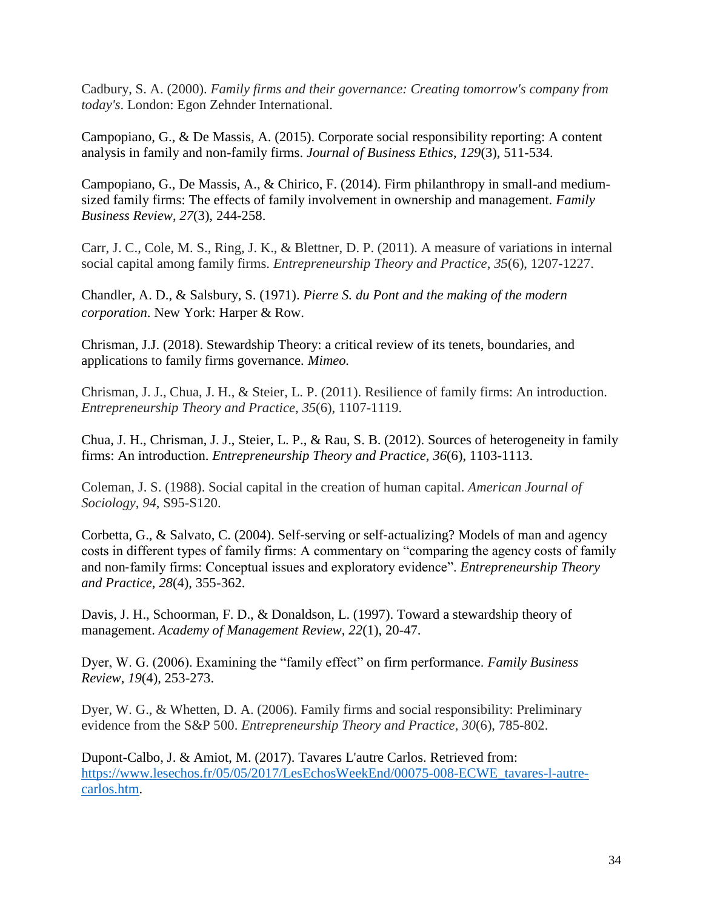Cadbury, S. A. (2000). *Family firms and their governance: Creating tomorrow's company from today's*. London: Egon Zehnder International.

Campopiano, G., & De Massis, A. (2015). Corporate social responsibility reporting: A content analysis in family and non-family firms. *Journal of Business Ethics*, *129*(3), 511-534.

Campopiano, G., De Massis, A., & Chirico, F. (2014). Firm philanthropy in small-and medium-sized family firms: The effects of family involvement in ownership and management. *Family Business Review*, *27*(3), 244-258.

Carr, J. C., Cole, M. S., Ring, J. K., & Blettner, D. P. (2011). A measure of variations in internal social capital among family firms. *Entrepreneurship Theory and Practice*, *35*(6), 1207-1227.

Chandler, A. D., & Salsbury, S. (1971). *Pierre S. du Pont and the making of the modern corporation*. New York: Harper & Row.

Chrisman, J.J. (2018). Stewardship Theory: a critical review of its tenets, boundaries, and applications to family firms governance. *Mimeo.*

Chrisman, J. J., Chua, J. H., & Steier, L. P. (2011). Resilience of family firms: An introduction. *Entrepreneurship Theory and Practice*, *35*(6), 1107-1119.

Chua, J. H., Chrisman, J. J., Steier, L. P., & Rau, S. B. (2012). Sources of heterogeneity in family firms: An introduction. *Entrepreneurship Theory and Practice, 36*(6), 1103-1113.

Coleman, J. S. (1988). Social capital in the creation of human capital. *American Journal of Sociology*, *94*, S95-S120.

Corbetta, G., & Salvato, C. (2004). Self-serving or self-actualizing? Models of man and agency costs in different types of family firms: A commentary on "comparing the agency costs of family and non-family firms: Conceptual issues and exploratory evidence". *Entrepreneurship Theory and Practice*, *28*(4), 355-362.

Davis, J. H., Schoorman, F. D., & Donaldson, L. (1997). Toward a stewardship theory of management. *Academy of Management Review*, *22*(1), 20-47.

Dyer, W. G. (2006). Examining the "family effect" on firm performance. *Family Business Review*, *19*(4), 253-273.

Dyer, W. G., & Whetten, D. A. (2006). Family firms and social responsibility: Preliminary evidence from the S&P 500. *Entrepreneurship Theory and Practice*, *30*(6), 785-802.

Dupont-Calbo, J. & Amiot, M. (2017). Tavares L'autre Carlos. Retrieved from: https://www.lesechos.fr/05/05/2017/LesEchosWeekEnd/00075-008-ECWE_tavares-l-autre-carlos.htm.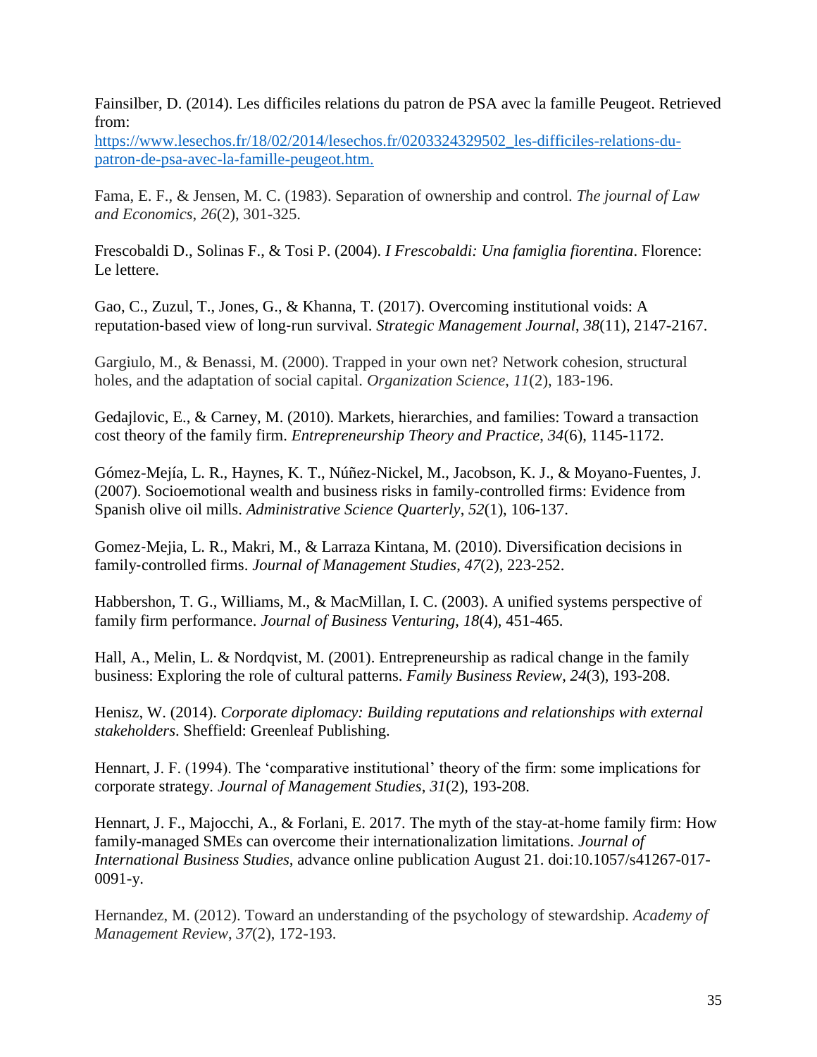Fainsilber, D. (2014). Les difficiles relations du patron de PSA avec la famille Peugeot. Retrieved from: [https://www.lesechos.fr/18/02/2014/lesechos.fr/0203324329502_les-difficiles-relations-du-patron-de-psa-avec-la-famille-peugeot.htm.](https://www.lesechos.fr/18/02/2014/lesechos.fr/0203324329502_les-difficiles-relations-du-patron-de-psa-avec-la-famille-peugeot.htm)

Fama, E. F., & Jensen, M. C. (1983). Separation of ownership and control. *The journal of Law and Economics*, *26*(2), 301-325.

Frescobaldi D., Solinas F., & Tosi P. (2004). *I Frescobaldi: Una famiglia fiorentina*. Florence: Le lettere.

Gao, C., Zuzul, T., Jones, G., & Khanna, T. (2017). Overcoming institutional voids: A reputation-based view of long-run survival. *Strategic Management Journal*, *38*(11), 2147-2167.

Gargiulo, M., & Benassi, M. (2000). Trapped in your own net? Network cohesion, structural holes, and the adaptation of social capital. *Organization Science*, *11*(2), 183-196.

Gedajlovic, E., & Carney, M. (2010). Markets, hierarchies, and families: Toward a transaction cost theory of the family firm. *Entrepreneurship Theory and Practice*, *34*(6), 1145-1172.

Gómez-Mejía, L. R., Haynes, K. T., Núñez-Nickel, M., Jacobson, K. J., & Moyano-Fuentes, J. (2007). Socioemotional wealth and business risks in family-controlled firms: Evidence from Spanish olive oil mills. *Administrative Science Quarterly*, *52*(1), 106-137.

Gomez‐Mejia, L. R., Makri, M., & Larraza Kintana, M. (2010). Diversification decisions in family‐controlled firms. *Journal of Management Studies*, *47*(2), 223-252.

Habbershon, T. G., Williams, M., & MacMillan, I. C. (2003). A unified systems perspective of family firm performance. *Journal of Business Venturing*, *18*(4), 451-465.

Hall, A., Melin, L. & Nordqvist, M. (2001). Entrepreneurship as radical change in the family business: Exploring the role of cultural patterns. *Family Business Review*, *24*(3), 193-208.

Henisz, W. (2014). *Corporate diplomacy: Building reputations and relationships with external stakeholders*. Sheffield: Greenleaf Publishing.

Hennart, J. F. (1994). The 'comparative institutional' theory of the firm: some implications for corporate strategy. *Journal of Management Studies*, *31*(2), 193-208.

Hennart, J. F., Majocchi, A., & Forlani, E. 2017. The myth of the stay-at-home family firm: How family-managed SMEs can overcome their internationalization limitations. *Journal of International Business Studies*, advance online publication August 21. doi:10.1057/s41267-017-0091-y.

Hernandez, M. (2012). Toward an understanding of the psychology of stewardship. *Academy of Management Review*, *37*(2), 172-193.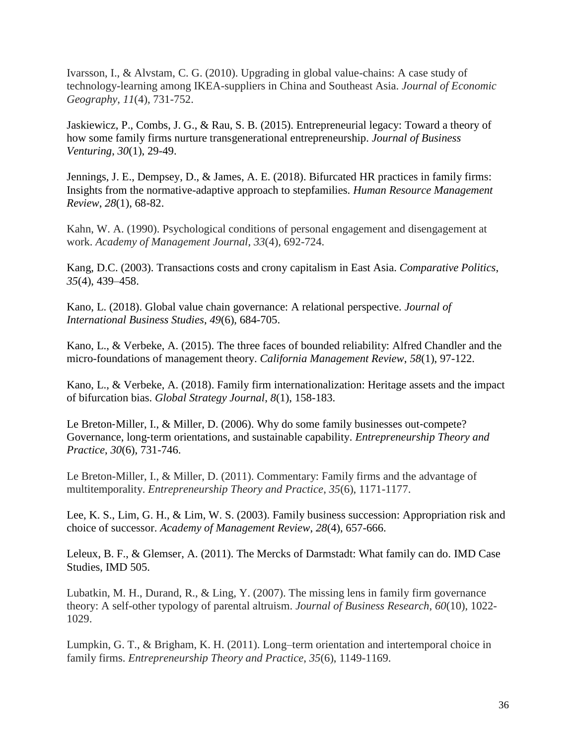Ivarsson, I., & Alvstam, C. G. (2010). Upgrading in global value-chains: A case study of technology-learning among IKEA-suppliers in China and Southeast Asia. *Journal of Economic Geography*, *11*(4), 731-752.

Jaskiewicz, P., Combs, J. G., & Rau, S. B. (2015). Entrepreneurial legacy: Toward a theory of how some family firms nurture transgenerational entrepreneurship. *Journal of Business Venturing*, *30*(1), 29-49.

Jennings, J. E., Dempsey, D., & James, A. E. (2018). Bifurcated HR practices in family firms: Insights from the normative-adaptive approach to stepfamilies. *Human Resource Management Review*, *28*(1), 68-82.

Kahn, W. A. (1990). Psychological conditions of personal engagement and disengagement at work. *Academy of Management Journal*, *33*(4), 692-724.

Kang, D.C. (2003). Transactions costs and crony capitalism in East Asia. *Comparative Politics*, *35*(4), 439–458.

Kano, L. (2018). Global value chain governance: A relational perspective. *Journal of International Business Studies*, *49*(6), 684-705.

Kano, L., & Verbeke, A. (2015). The three faces of bounded reliability: Alfred Chandler and the micro-foundations of management theory. *California Management Review*, *58*(1), 97-122.

Kano, L., & Verbeke, A. (2018). Family firm internationalization: Heritage assets and the impact of bifurcation bias. *Global Strategy Journal*, *8*(1), 158-183.

Le Breton‐Miller, I., & Miller, D. (2006). Why do some family businesses out‐compete? Governance, long‐term orientations, and sustainable capability. *Entrepreneurship Theory and Practice*, *30*(6), 731-746.

Le Breton-Miller, I., & Miller, D. (2011). Commentary: Family firms and the advantage of multitemporality. *Entrepreneurship Theory and Practice*, *35*(6), 1171-1177.

Lee, K. S., Lim, G. H., & Lim, W. S. (2003). Family business succession: Appropriation risk and choice of successor. *Academy of Management Review*, *28*(4), 657-666.

Leleux, B. F., & Glemser, A. (2011). The Mercks of Darmstadt: What family can do. IMD Case Studies, IMD 505.

Lubatkin, M. H., Durand, R., & Ling, Y. (2007). The missing lens in family firm governance theory: A self-other typology of parental altruism. *Journal of Business Research*, *60*(10), 1022-1029.

Lumpkin, G. T., & Brigham, K. H. (2011). Long–term orientation and intertemporal choice in family firms. *Entrepreneurship Theory and Practice*, *35*(6), 1149-1169.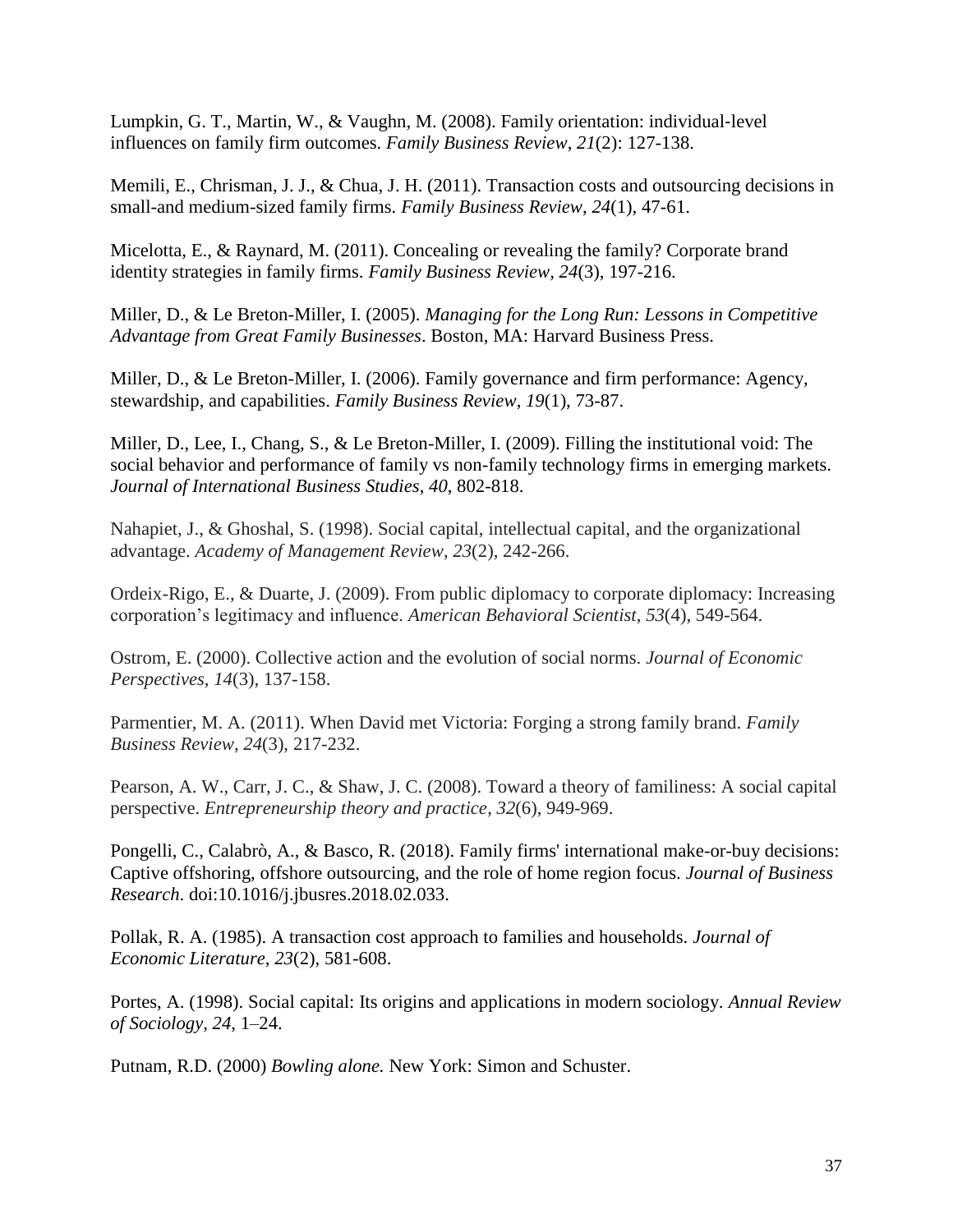Lumpkin, G. T., Martin, W., & Vaughn, M. (2008). Family orientation: individual-level influences on family firm outcomes. *Family Business Review*, *21*(2): 127-138.

Memili, E., Chrisman, J. J., & Chua, J. H. (2011). Transaction costs and outsourcing decisions in small-and medium-sized family firms. *Family Business Review*, *24*(1), 47-61.

Micelotta, E., & Raynard, M. (2011). Concealing or revealing the family? Corporate brand identity strategies in family firms. *Family Business Review*, *24*(3), 197-216.

Miller, D., & Le Breton-Miller, I. (2005). *Managing for the Long Run: Lessons in Competitive Advantage from Great Family Businesses*. Boston, MA: Harvard Business Press.

Miller, D., & Le Breton-Miller, I. (2006). Family governance and firm performance: Agency, stewardship, and capabilities. *Family Business Review*, *19*(1), 73-87.

Miller, D., Lee, I., Chang, S., & Le Breton-Miller, I. (2009). Filling the institutional void: The social behavior and performance of family vs non-family technology firms in emerging markets. *Journal of International Business Studies*, *40*, 802-818.

Nahapiet, J., & Ghoshal, S. (1998). Social capital, intellectual capital, and the organizational advantage. *Academy of Management Review*, *23*(2), 242-266.

Ordeix-Rigo, E., & Duarte, J. (2009). From public diplomacy to corporate diplomacy: Increasing corporation's legitimacy and influence. *American Behavioral Scientist*, *53*(4), 549-564.

Ostrom, E. (2000). Collective action and the evolution of social norms. *Journal of Economic Perspectives*, *14*(3), 137-158.

Parmentier, M. A. (2011). When David met Victoria: Forging a strong family brand. *Family Business Review*, *24*(3), 217-232.

Pearson, A. W., Carr, J. C., & Shaw, J. C. (2008). Toward a theory of familiness: A social capital perspective. *Entrepreneurship theory and practice*, *32*(6), 949-969.

Pongelli, C., Calabrò, A., & Basco, R. (2018). Family firms' international make-or-buy decisions: Captive offshoring, offshore outsourcing, and the role of home region focus. *Journal of Business Research*. doi:10.1016/j.jbusres.2018.02.033.

Pollak, R. A. (1985). A transaction cost approach to families and households. *Journal of Economic Literature*, *23*(2), 581-608.

Portes, A. (1998). Social capital: Its origins and applications in modern sociology. *Annual Review of Sociology*, *24*, 1–24.

Putnam, R.D. (2000) *Bowling alone.* New York: Simon and Schuster.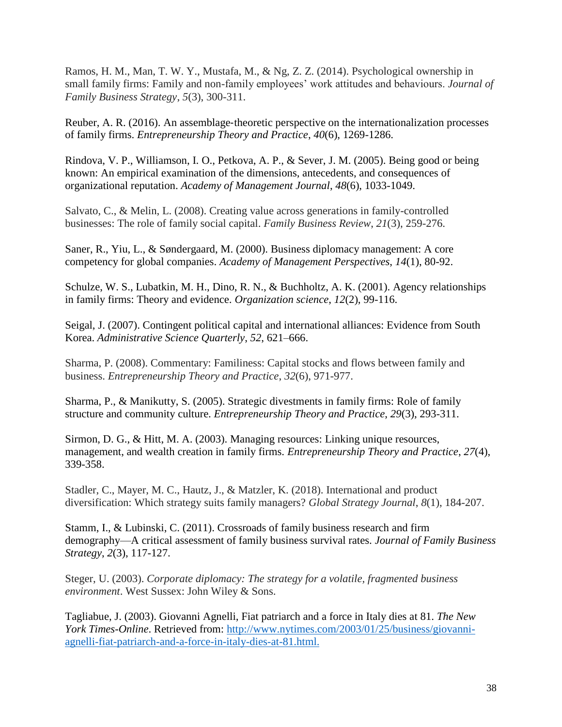Ramos, H. M., Man, T. W. Y., Mustafa, M., & Ng, Z. Z. (2014). Psychological ownership in small family firms: Family and non-family employees' work attitudes and behaviours. *Journal of Family Business Strategy*, *5*(3), 300-311.

Reuber, A. R. (2016). An assemblage-theoretic perspective on the internationalization processes of family firms. *Entrepreneurship Theory and Practice*, *40*(6), 1269-1286.

Rindova, V. P., Williamson, I. O., Petkova, A. P., & Sever, J. M. (2005). Being good or being known: An empirical examination of the dimensions, antecedents, and consequences of organizational reputation. *Academy of Management Journal*, *48*(6), 1033-1049.

Salvato, C., & Melin, L. (2008). Creating value across generations in family-controlled businesses: The role of family social capital. *Family Business Review*, *21*(3), 259-276.

Saner, R., Yiu, L., & Søndergaard, M. (2000). Business diplomacy management: A core competency for global companies. *Academy of Management Perspectives*, *14*(1), 80-92.

Schulze, W. S., Lubatkin, M. H., Dino, R. N., & Buchholtz, A. K. (2001). Agency relationships in family firms: Theory and evidence. *Organization science*, *12*(2), 99-116.

Seigal, J. (2007). Contingent political capital and international alliances: Evidence from South Korea. *Administrative Science Quarterly*, *52*, 621–666.

Sharma, P. (2008). Commentary: Familiness: Capital stocks and flows between family and business. *Entrepreneurship Theory and Practice*, *32*(6), 971-977.

Sharma, P., & Manikutty, S. (2005). Strategic divestments in family firms: Role of family structure and community culture. *Entrepreneurship Theory and Practice*, *29*(3), 293-311.

Sirmon, D. G., & Hitt, M. A. (2003). Managing resources: Linking unique resources, management, and wealth creation in family firms. *Entrepreneurship Theory and Practice*, *27*(4), 339-358.

Stadler, C., Mayer, M. C., Hautz, J., & Matzler, K. (2018). International and product diversification: Which strategy suits family managers? *Global Strategy Journal*, *8*(1), 184-207.

Stamm, I., & Lubinski, C. (2011). Crossroads of family business research and firm demography—A critical assessment of family business survival rates. *Journal of Family Business Strategy*, *2*(3), 117-127.

Steger, U. (2003). *Corporate diplomacy: The strategy for a volatile, fragmented business environment*. West Sussex: John Wiley & Sons.

Tagliabue, J. (2003). Giovanni Agnelli, Fiat patriarch and a force in Italy dies at 81. *The New York Times-Online*. Retrieved from: [http://www.nytimes.com/2003/01/25/business/giovanni-agnelli-fiat-patriarch-and-a-force-in-italy-dies-at-81.html.](http://www.nytimes.com/2003/01/25/business/giovanni-agnelli-fiat-patriarch-and-a-force-in-italy-dies-at-81.html)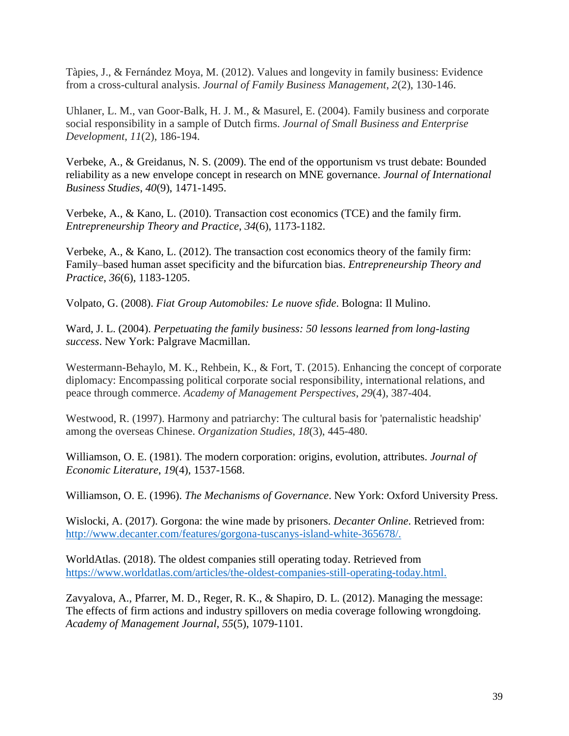Tàpies, J., & Fernández Moya, M. (2012). Values and longevity in family business: Evidence from a cross-cultural analysis. *Journal of Family Business Management*, *2*(2), 130-146.

Uhlaner, L. M., van Goor-Balk, H. J. M., & Masurel, E. (2004). Family business and corporate social responsibility in a sample of Dutch firms. *Journal of Small Business and Enterprise Development*, *11*(2), 186-194.

Verbeke, A., & Greidanus, N. S. (2009). The end of the opportunism vs trust debate: Bounded reliability as a new envelope concept in research on MNE governance. *Journal of International Business Studies*, *40*(9), 1471-1495.

Verbeke, A., & Kano, L. (2010). Transaction cost economics (TCE) and the family firm. *Entrepreneurship Theory and Practice*, *34*(6), 1173-1182.

Verbeke, A., & Kano, L. (2012). The transaction cost economics theory of the family firm: Family–based human asset specificity and the bifurcation bias. *Entrepreneurship Theory and Practice*, *36*(6), 1183-1205.

Volpato, G. (2008). *Fiat Group Automobiles: Le nuove sfide*. Bologna: Il Mulino.

Ward, J. L. (2004). *Perpetuating the family business: 50 lessons learned from long-lasting success*. New York: Palgrave Macmillan.

Westermann-Behaylo, M. K., Rehbein, K., & Fort, T. (2015). Enhancing the concept of corporate diplomacy: Encompassing political corporate social responsibility, international relations, and peace through commerce. *Academy of Management Perspectives*, *29*(4), 387-404.

Westwood, R. (1997). Harmony and patriarchy: The cultural basis for 'paternalistic headship' among the overseas Chinese. *Organization Studies*, *18*(3), 445-480.

Williamson, O. E. (1981). The modern corporation: origins, evolution, attributes. *Journal of Economic Literature*, *19*(4), 1537-1568.

Williamson, O. E. (1996). *The Mechanisms of Governance*. New York: Oxford University Press.

Wislocki, A. (2017). Gorgona: the wine made by prisoners. *Decanter Online*. Retrieved from: http://www.decanter.com/features/gorgona-tuscanys-island-white-365678/.

WorldAtlas. (2018). The oldest companies still operating today. Retrieved from https://www.worldatlas.com/articles/the-oldest-companies-still-operating-today.html.

Zavyalova, A., Pfarrer, M. D., Reger, R. K., & Shapiro, D. L. (2012). Managing the message: The effects of firm actions and industry spillovers on media coverage following wrongdoing. *Academy of Management Journal*, *55*(5), 1079-1101.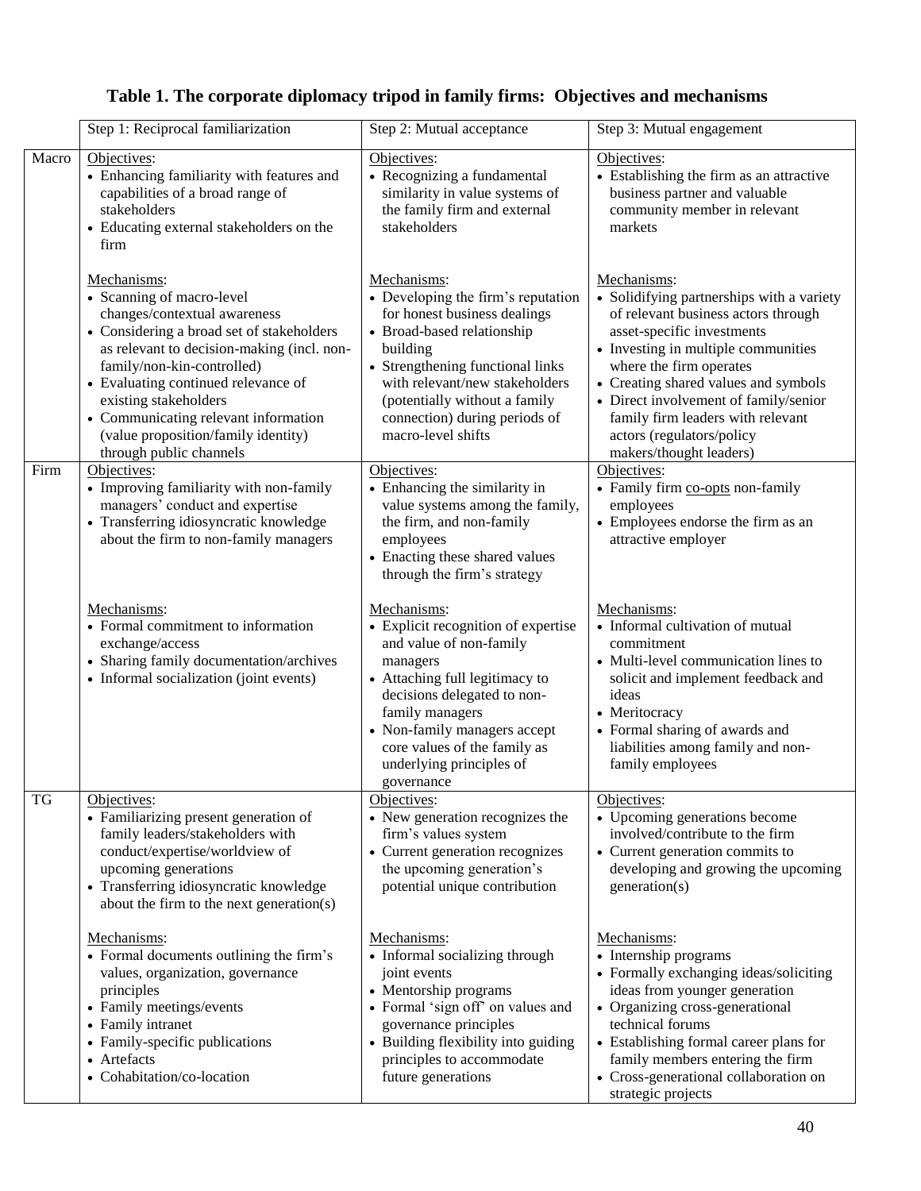**Table 1. The corporate diplomacy tripod in family firms: Objectives and mechanisms**

| | Step 1: Reciprocal familiarization | Step 2: Mutual acceptance | Step 3: Mutual engagement |
|---|---|---|---|
| Macro | Objectives:<br>• Enhancing familiarity with features and capabilities of a broad range of stakeholders<br>• Educating external stakeholders on the firm<br><br>Mechanisms:<br>• Scanning of macro-level changes/contextual awareness<br>• Considering a broad set of stakeholders as relevant to decision-making (incl. non-family/non-kin-controlled)<br>• Evaluating continued relevance of existing stakeholders<br>• Communicating relevant information (value proposition/family identity) through public channels | Objectives:<br>• Recognizing a fundamental similarity in value systems of the family firm and external stakeholders<br><br>Mechanisms:<br>• Developing the firm's reputation for honest business dealings<br>• Broad-based relationship building<br>• Strengthening functional links with relevant/new stakeholders (potentially without a family connection) during periods of macro-level shifts | Objectives:<br>• Establishing the firm as an attractive business partner and valuable community member in relevant markets<br><br>Mechanisms:<br>• Solidifying partnerships with a variety of relevant business actors through asset-specific investments<br>• Investing in multiple communities where the firm operates<br>• Creating shared values and symbols<br>• Direct involvement of family/senior family firm leaders with relevant actors (regulators/policy makers/thought leaders) |
| Firm | Objectives:<br>• Improving familiarity with non-family managers' conduct and expertise<br>• Transferring idiosyncratic knowledge about the firm to non-family managers<br><br>Mechanisms:<br>• Formal commitment to information exchange/access<br>• Sharing family documentation/archives<br>• Informal socialization (joint events) | Objectives:<br>• Enhancing the similarity in value systems among the family, the firm, and non-family employees<br>• Enacting these shared values through the firm's strategy<br><br>Mechanisms:<br>• Explicit recognition of expertise and value of non-family managers<br>• Attaching full legitimacy to decisions delegated to non-family managers<br>• Non-family managers accept core values of the family as underlying principles of governance | Objectives:<br>• Family firm co-opts non-family employees<br>• Employees endorse the firm as an attractive employer<br><br>Mechanisms:<br>• Informal cultivation of mutual commitment<br>• Multi-level communication lines to solicit and implement feedback and ideas<br>• Meritocracy<br>• Formal sharing of awards and liabilities among family and non-family employees |
| TG | Objectives:<br>• Familiarizing present generation of family leaders/stakeholders with conduct/expertise/worldview of upcoming generations<br>• Transferring idiosyncratic knowledge about the firm to the next generation(s)<br><br>Mechanisms:<br>• Formal documents outlining the firm's values, organization, governance principles<br>• Family meetings/events<br>• Family intranet<br>• Family-specific publications<br>• Artefacts<br>• Cohabitation/co-location | Objectives:<br>• New generation recognizes the firm's values system<br>• Current generation recognizes the upcoming generation's potential unique contribution<br><br>Mechanisms:<br>• Informal socializing through joint events<br>• Mentorship programs<br>• Formal 'sign off' on values and governance principles<br>• Building flexibility into guiding principles to accommodate future generations | Objectives:<br>• Upcoming generations become involved/contribute to the firm<br>• Current generation commits to developing and growing the upcoming generation(s)<br><br>Mechanisms:<br>• Internship programs<br>• Formally exchanging ideas/soliciting ideas from younger generation<br>• Organizing cross-generational technical forums<br>• Establishing formal career plans for family members entering the firm<br>• Cross-generational collaboration on strategic projects |